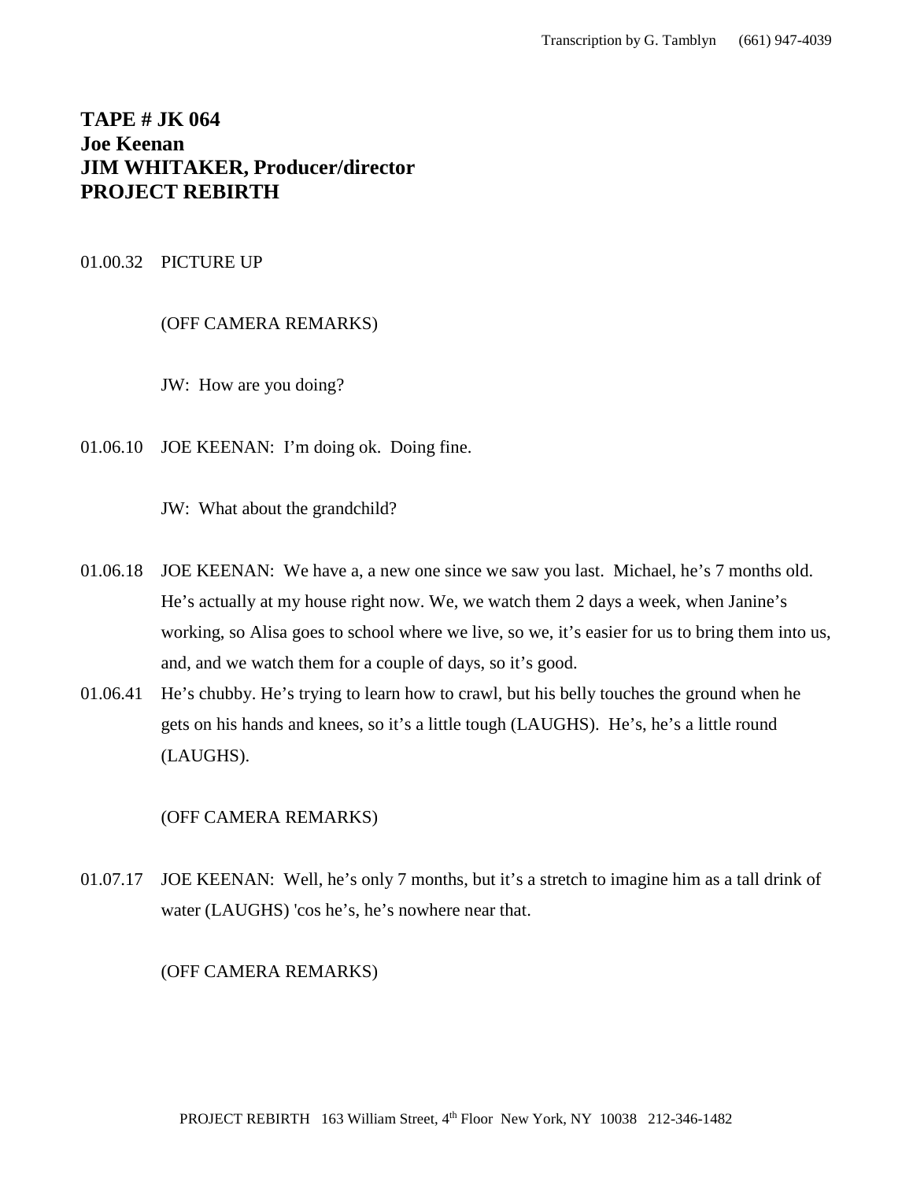**TAPE # JK 064**
**Joe Keenan**
**JIM WHITAKER, Producer/director**
**PROJECT REBIRTH**

01.00.32 PICTURE UP

(OFF CAMERA REMARKS)

JW: How are you doing?

01.06.10 JOE KEENAN: I'm doing ok. Doing fine.

JW: What about the grandchild?

01.06.18 JOE KEENAN: We have a, a new one since we saw you last. Michael, he's 7 months old. He's actually at my house right now. We, we watch them 2 days a week, when Janine's working, so Alisa goes to school where we live, so we, it's easier for us to bring them into us, and, and we watch them for a couple of days, so it's good.

01.06.41 He's chubby. He's trying to learn how to crawl, but his belly touches the ground when he gets on his hands and knees, so it's a little tough (LAUGHS). He's, he's a little round (LAUGHS).

(OFF CAMERA REMARKS)

01.07.17 JOE KEENAN: Well, he's only 7 months, but it's a stretch to imagine him as a tall drink of water (LAUGHS) 'cos he's, he's nowhere near that.

(OFF CAMERA REMARKS)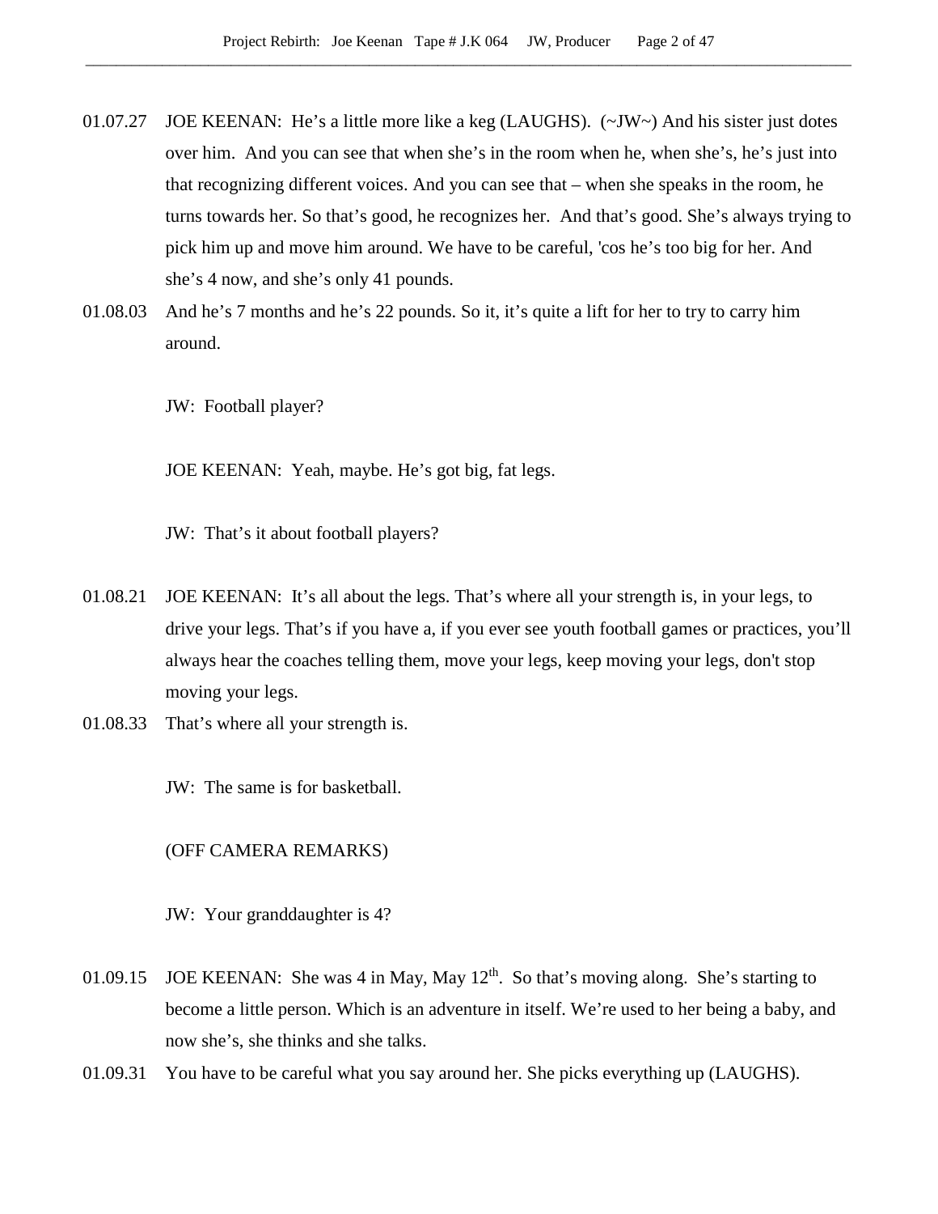01.07.27 JOE KEENAN: He's a little more like a keg (LAUGHS). (~JW~) And his sister just dotes over him. And you can see that when she's in the room when he, when she's, he's just into that recognizing different voices. And you can see that – when she speaks in the room, he turns towards her. So that's good, he recognizes her. And that's good. She's always trying to pick him up and move him around. We have to be careful, 'cos he's too big for her. And she's 4 now, and she's only 41 pounds.

01.08.03 And he's 7 months and he's 22 pounds. So it, it's quite a lift for her to try to carry him around.

JW: Football player?

JOE KEENAN: Yeah, maybe. He's got big, fat legs.

JW: That's it about football players?

01.08.21 JOE KEENAN: It's all about the legs. That's where all your strength is, in your legs, to drive your legs. That's if you have a, if you ever see youth football games or practices, you'll always hear the coaches telling them, move your legs, keep moving your legs, don't stop moving your legs.

01.08.33 That's where all your strength is.

JW: The same is for basketball.

(OFF CAMERA REMARKS)

JW: Your granddaughter is 4?

01.09.15 JOE KEENAN: She was 4 in May, May 12th. So that's moving along. She's starting to become a little person. Which is an adventure in itself. We're used to her being a baby, and now she's, she thinks and she talks.

01.09.31 You have to be careful what you say around her. She picks everything up (LAUGHS).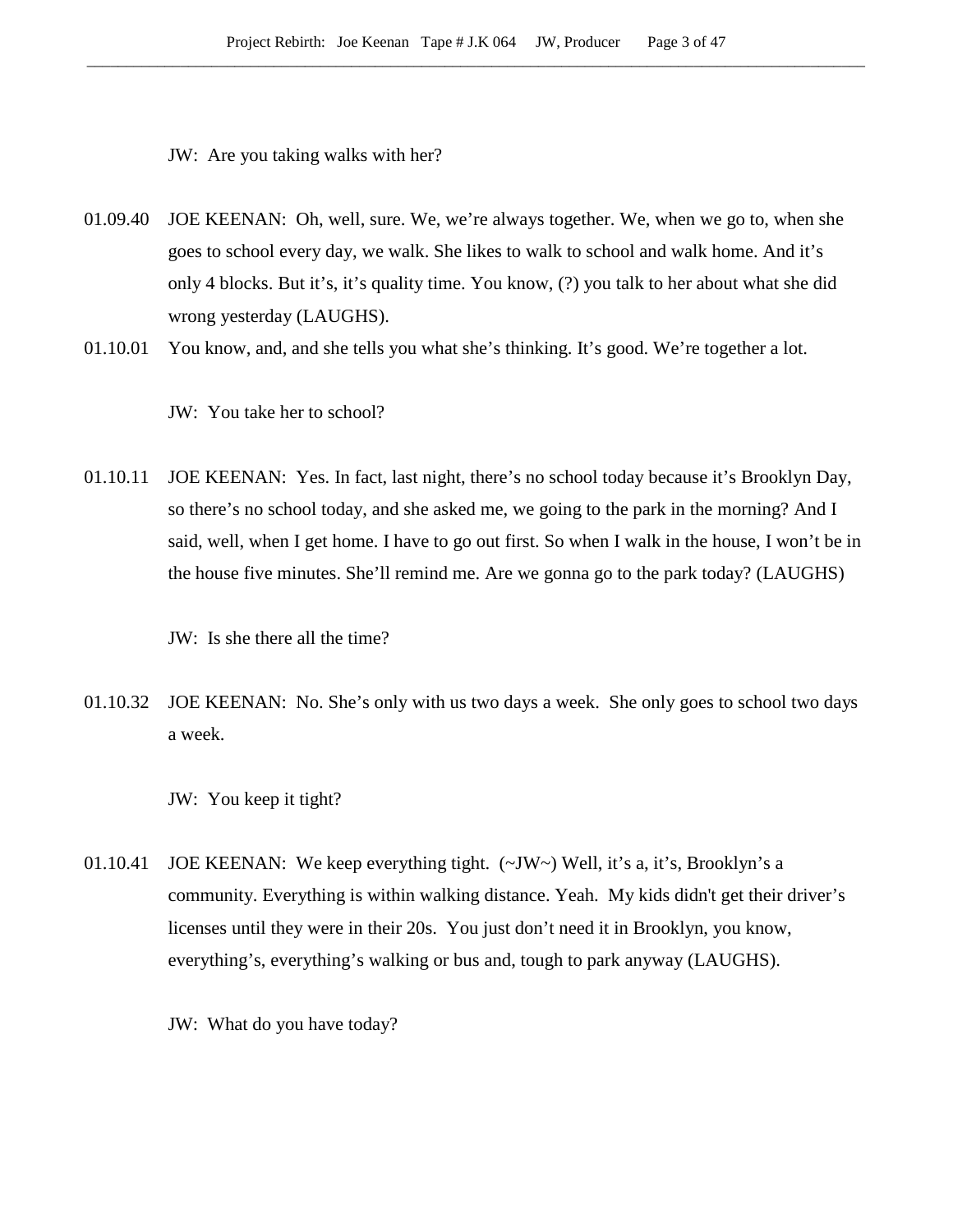JW: Are you taking walks with her?

01.09.40 JOE KEENAN: Oh, well, sure. We, we're always together. We, when we go to, when she goes to school every day, we walk. She likes to walk to school and walk home. And it's only 4 blocks. But it's, it's quality time. You know, (?) you talk to her about what she did wrong yesterday (LAUGHS).

01.10.01 You know, and, and she tells you what she's thinking. It's good. We're together a lot.

JW: You take her to school?

01.10.11 JOE KEENAN: Yes. In fact, last night, there's no school today because it's Brooklyn Day, so there's no school today, and she asked me, we going to the park in the morning? And I said, well, when I get home. I have to go out first. So when I walk in the house, I won't be in the house five minutes. She'll remind me. Are we gonna go to the park today? (LAUGHS)

JW: Is she there all the time?

01.10.32 JOE KEENAN: No. She's only with us two days a week. She only goes to school two days a week.

JW: You keep it tight?

01.10.41 JOE KEENAN: We keep everything tight. (~JW~) Well, it's a, it's, Brooklyn's a community. Everything is within walking distance. Yeah. My kids didn't get their driver's licenses until they were in their 20s. You just don't need it in Brooklyn, you know, everything's, everything's walking or bus and, tough to park anyway (LAUGHS).

JW: What do you have today?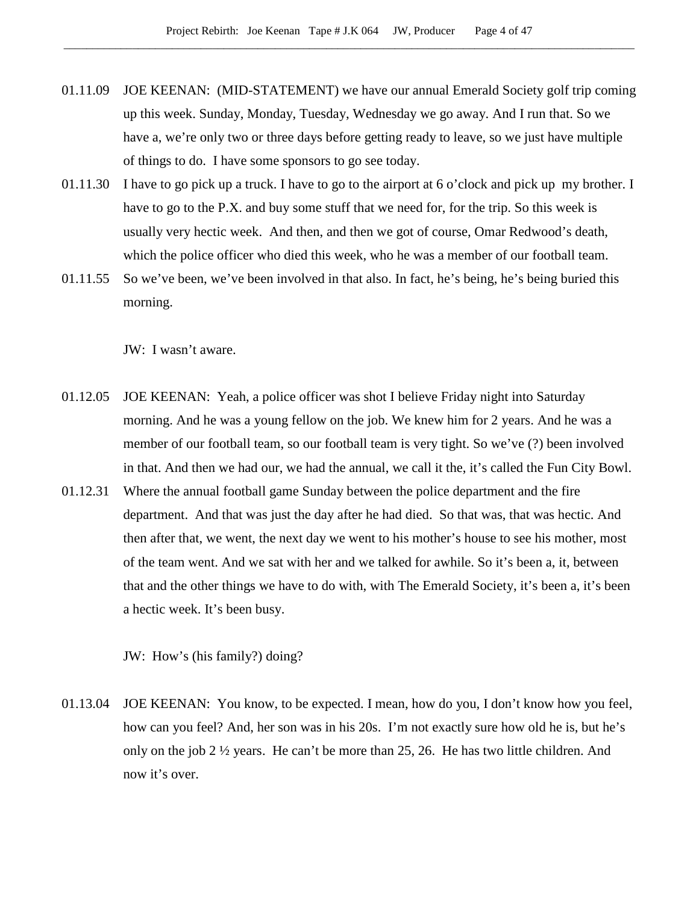01.11.09 JOE KEENAN: (MID-STATEMENT) we have our annual Emerald Society golf trip coming up this week. Sunday, Monday, Tuesday, Wednesday we go away. And I run that. So we have a, we're only two or three days before getting ready to leave, so we just have multiple of things to do. I have some sponsors to go see today.

01.11.30 I have to go pick up a truck. I have to go to the airport at 6 o'clock and pick up my brother. I have to go to the P.X. and buy some stuff that we need for, for the trip. So this week is usually very hectic week. And then, and then we got of course, Omar Redwood's death, which the police officer who died this week, who he was a member of our football team.

01.11.55 So we've been, we've been involved in that also. In fact, he's being, he's being buried this morning.

JW: I wasn't aware.

01.12.05 JOE KEENAN: Yeah, a police officer was shot I believe Friday night into Saturday morning. And he was a young fellow on the job. We knew him for 2 years. And he was a member of our football team, so our football team is very tight. So we've (?) been involved in that. And then we had our, we had the annual, we call it the, it's called the Fun City Bowl.

01.12.31 Where the annual football game Sunday between the police department and the fire department. And that was just the day after he had died. So that was, that was hectic. And then after that, we went, the next day we went to his mother's house to see his mother, most of the team went. And we sat with her and we talked for awhile. So it's been a, it, between that and the other things we have to do with, with The Emerald Society, it's been a, it's been a hectic week. It's been busy.

JW: How's (his family?) doing?

01.13.04 JOE KEENAN: You know, to be expected. I mean, how do you, I don't know how you feel, how can you feel? And, her son was in his 20s. I'm not exactly sure how old he is, but he's only on the job 2 ½ years. He can't be more than 25, 26. He has two little children. And now it's over.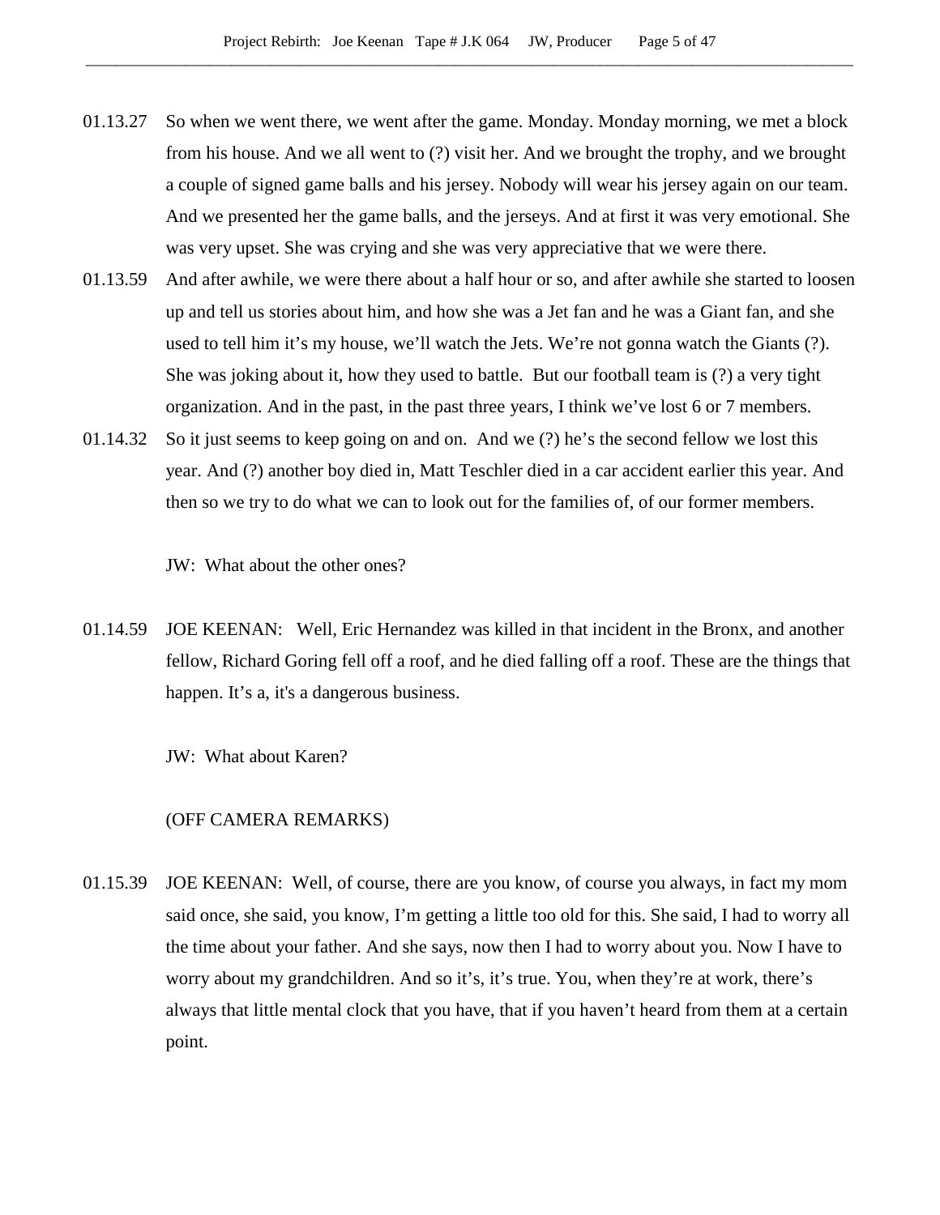01.13.27 So when we went there, we went after the game. Monday. Monday morning, we met a block from his house. And we all went to (?) visit her. And we brought the trophy, and we brought a couple of signed game balls and his jersey. Nobody will wear his jersey again on our team. And we presented her the game balls, and the jerseys. And at first it was very emotional. She was very upset. She was crying and she was very appreciative that we were there.

01.13.59 And after awhile, we were there about a half hour or so, and after awhile she started to loosen up and tell us stories about him, and how she was a Jet fan and he was a Giant fan, and she used to tell him it's my house, we'll watch the Jets. We're not gonna watch the Giants (?). She was joking about it, how they used to battle. But our football team is (?) a very tight organization. And in the past, in the past three years, I think we've lost 6 or 7 members.

01.14.32 So it just seems to keep going on and on. And we (?) he's the second fellow we lost this year. And (?) another boy died in, Matt Teschler died in a car accident earlier this year. And then so we try to do what we can to look out for the families of, of our former members.

JW: What about the other ones?

01.14.59 JOE KEENAN: Well, Eric Hernandez was killed in that incident in the Bronx, and another fellow, Richard Goring fell off a roof, and he died falling off a roof. These are the things that happen. It's a, it's a dangerous business.

JW: What about Karen?

(OFF CAMERA REMARKS)

01.15.39 JOE KEENAN: Well, of course, there are you know, of course you always, in fact my mom said once, she said, you know, I'm getting a little too old for this. She said, I had to worry all the time about your father. And she says, now then I had to worry about you. Now I have to worry about my grandchildren. And so it's, it's true. You, when they're at work, there's always that little mental clock that you have, that if you haven't heard from them at a certain point.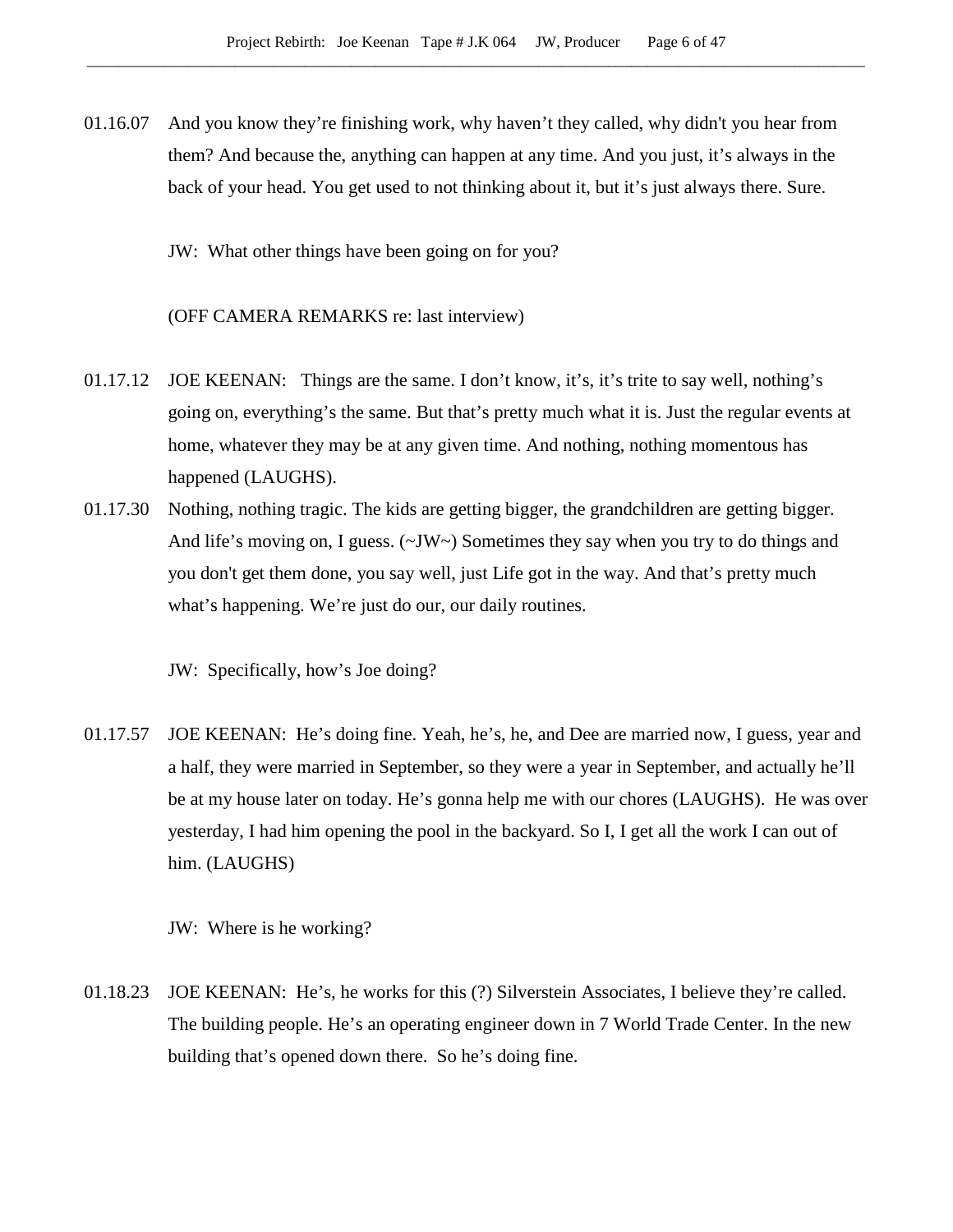01.16.07 And you know they're finishing work, why haven't they called, why didn't you hear from them? And because the, anything can happen at any time. And you just, it's always in the back of your head. You get used to not thinking about it, but it's just always there. Sure.

JW: What other things have been going on for you?

(OFF CAMERA REMARKS re: last interview)

01.17.12 JOE KEENAN: Things are the same. I don't know, it's, it's trite to say well, nothing's going on, everything's the same. But that's pretty much what it is. Just the regular events at home, whatever they may be at any given time. And nothing, nothing momentous has happened (LAUGHS).

01.17.30 Nothing, nothing tragic. The kids are getting bigger, the grandchildren are getting bigger. And life's moving on, I guess. (~JW~) Sometimes they say when you try to do things and you don't get them done, you say well, just Life got in the way. And that's pretty much what's happening. We're just do our, our daily routines.

JW: Specifically, how's Joe doing?

01.17.57 JOE KEENAN: He's doing fine. Yeah, he's, he, and Dee are married now, I guess, year and a half, they were married in September, so they were a year in September, and actually he'll be at my house later on today. He's gonna help me with our chores (LAUGHS). He was over yesterday, I had him opening the pool in the backyard. So I, I get all the work I can out of him. (LAUGHS)

JW: Where is he working?

01.18.23 JOE KEENAN: He's, he works for this (?) Silverstein Associates, I believe they're called. The building people. He's an operating engineer down in 7 World Trade Center. In the new building that's opened down there. So he's doing fine.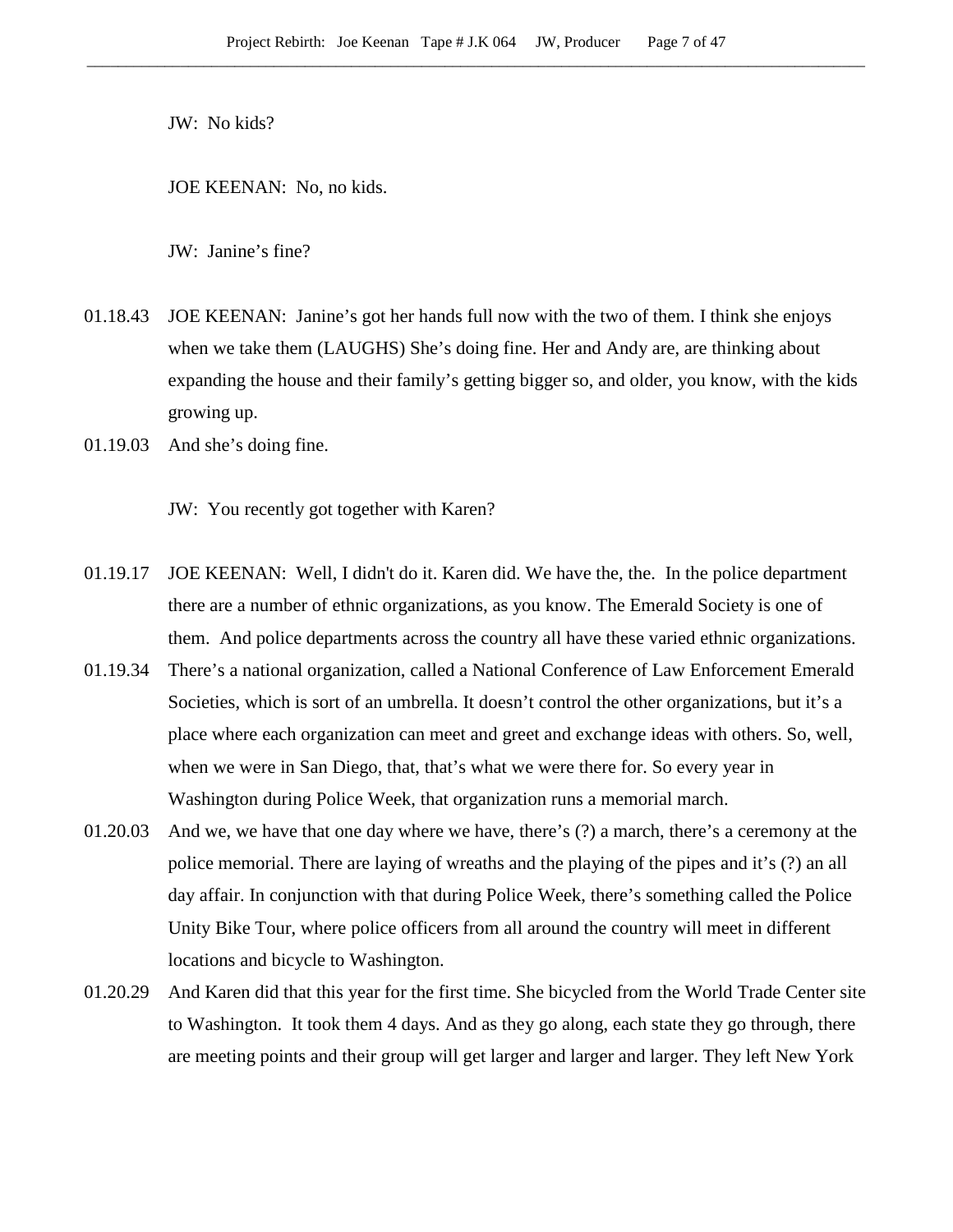JW: No kids?

JOE KEENAN: No, no kids.

JW: Janine's fine?

01.18.43 JOE KEENAN: Janine's got her hands full now with the two of them. I think she enjoys when we take them (LAUGHS) She's doing fine. Her and Andy are, are thinking about expanding the house and their family's getting bigger so, and older, you know, with the kids growing up.

01.19.03 And she's doing fine.

JW: You recently got together with Karen?

01.19.17 JOE KEENAN: Well, I didn't do it. Karen did. We have the, the. In the police department there are a number of ethnic organizations, as you know. The Emerald Society is one of them. And police departments across the country all have these varied ethnic organizations.

01.19.34 There's a national organization, called a National Conference of Law Enforcement Emerald Societies, which is sort of an umbrella. It doesn't control the other organizations, but it's a place where each organization can meet and greet and exchange ideas with others. So, well, when we were in San Diego, that, that's what we were there for. So every year in Washington during Police Week, that organization runs a memorial march.

01.20.03 And we, we have that one day where we have, there's (?) a march, there's a ceremony at the police memorial. There are laying of wreaths and the playing of the pipes and it's (?) an all day affair. In conjunction with that during Police Week, there's something called the Police Unity Bike Tour, where police officers from all around the country will meet in different locations and bicycle to Washington.

01.20.29 And Karen did that this year for the first time. She bicycled from the World Trade Center site to Washington. It took them 4 days. And as they go along, each state they go through, there are meeting points and their group will get larger and larger and larger. They left New York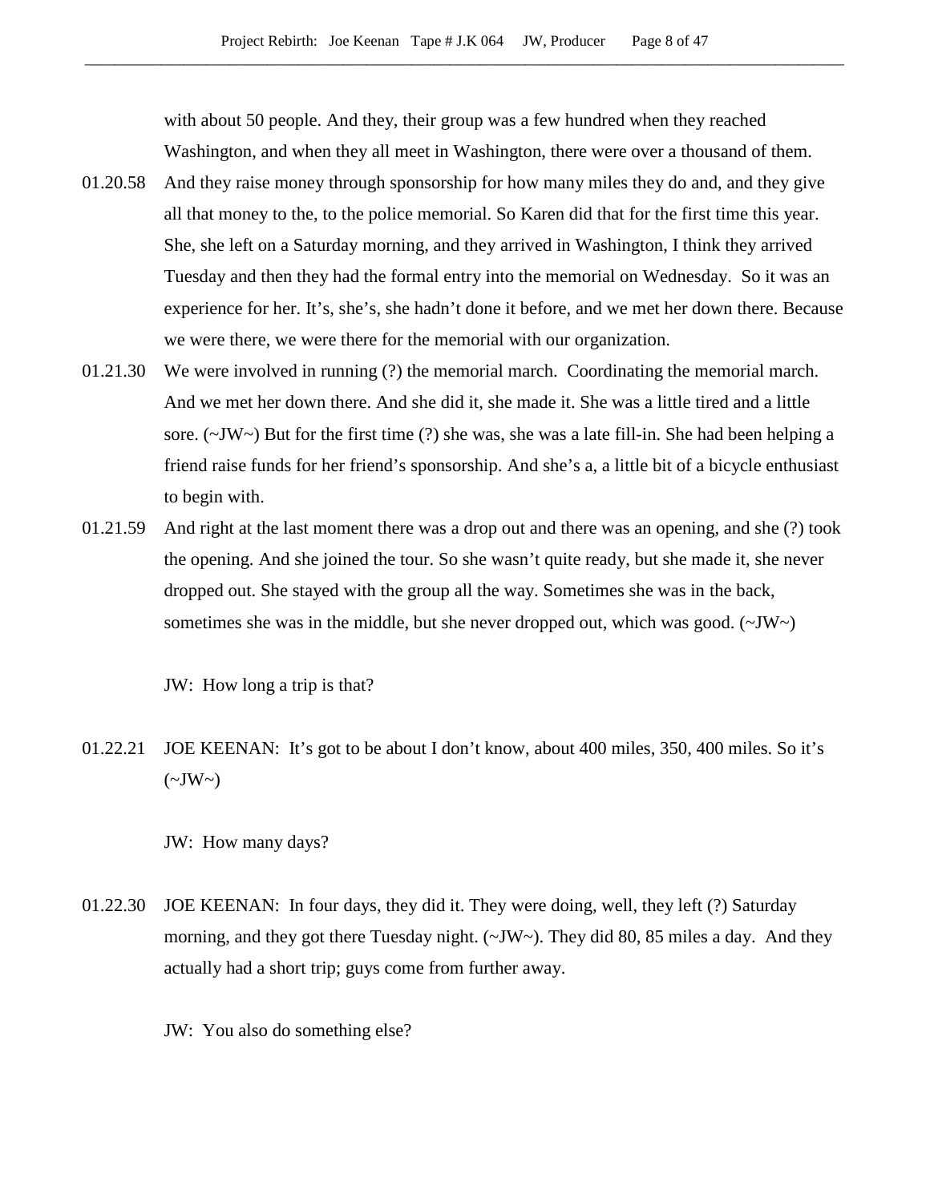with about 50 people. And they, their group was a few hundred when they reached Washington, and when they all meet in Washington, there were over a thousand of them.

01.20.58 And they raise money through sponsorship for how many miles they do and, and they give all that money to the, to the police memorial. So Karen did that for the first time this year. She, she left on a Saturday morning, and they arrived in Washington, I think they arrived Tuesday and then they had the formal entry into the memorial on Wednesday. So it was an experience for her. It's, she's, she hadn't done it before, and we met her down there. Because we were there, we were there for the memorial with our organization.

01.21.30 We were involved in running (?) the memorial march. Coordinating the memorial march. And we met her down there. And she did it, she made it. She was a little tired and a little sore. (~JW~) But for the first time (?) she was, she was a late fill-in. She had been helping a friend raise funds for her friend's sponsorship. And she's a, a little bit of a bicycle enthusiast to begin with.

01.21.59 And right at the last moment there was a drop out and there was an opening, and she (?) took the opening. And she joined the tour. So she wasn't quite ready, but she made it, she never dropped out. She stayed with the group all the way. Sometimes she was in the back, sometimes she was in the middle, but she never dropped out, which was good. (~JW~)

JW: How long a trip is that?

01.22.21 JOE KEENAN: It's got to be about I don't know, about 400 miles, 350, 400 miles. So it's (~JW~)

JW: How many days?

01.22.30 JOE KEENAN: In four days, they did it. They were doing, well, they left (?) Saturday morning, and they got there Tuesday night. (~JW~). They did 80, 85 miles a day. And they actually had a short trip; guys come from further away.

JW: You also do something else?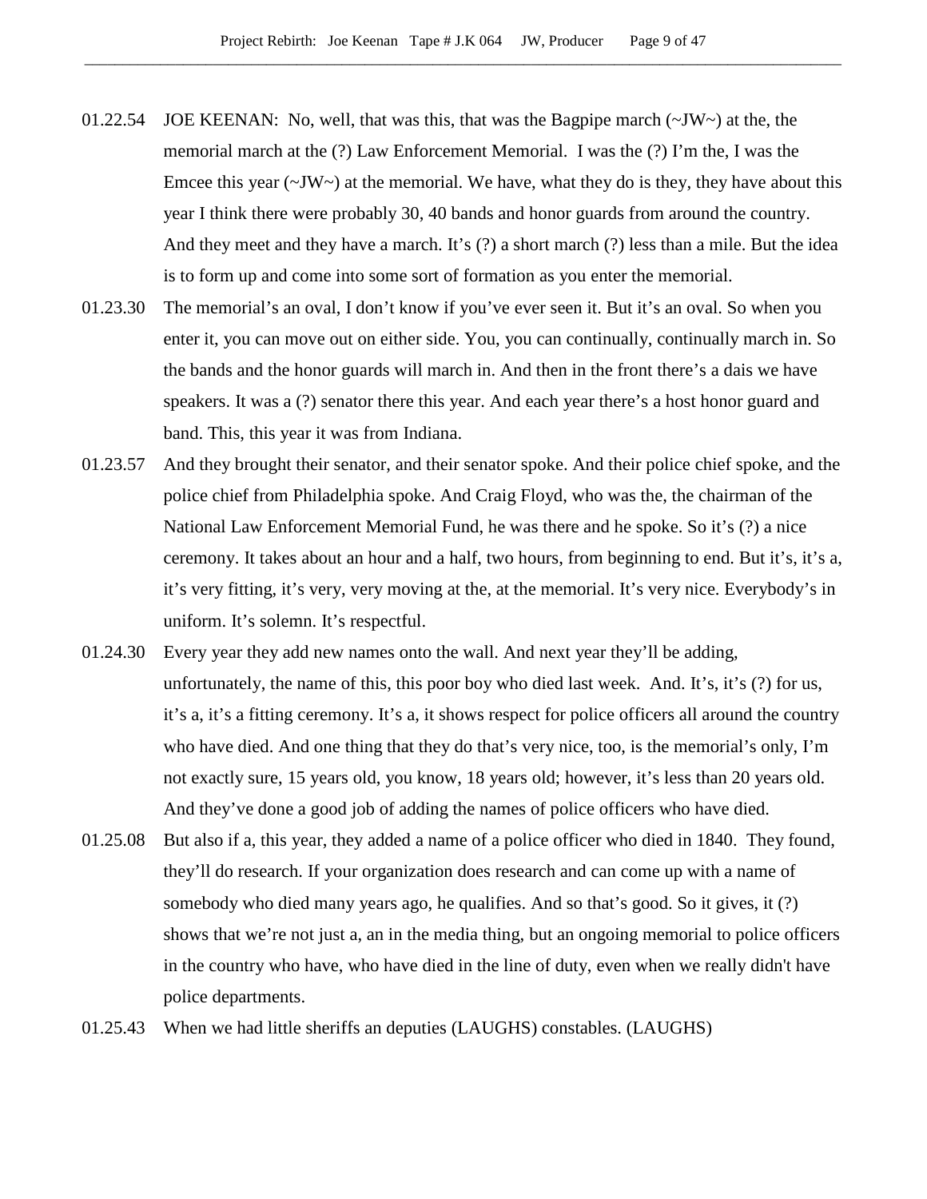01.22.54 JOE KEENAN: No, well, that was this, that was the Bagpipe march (~JW~) at the, the memorial march at the (?) Law Enforcement Memorial. I was the (?) I'm the, I was the Emcee this year (~JW~) at the memorial. We have, what they do is they, they have about this year I think there were probably 30, 40 bands and honor guards from around the country. And they meet and they have a march. It's (?) a short march (?) less than a mile. But the idea is to form up and come into some sort of formation as you enter the memorial.

01.23.30 The memorial's an oval, I don't know if you've ever seen it. But it's an oval. So when you enter it, you can move out on either side. You, you can continually, continually march in. So the bands and the honor guards will march in. And then in the front there's a dais we have speakers. It was a (?) senator there this year. And each year there's a host honor guard and band. This, this year it was from Indiana.

01.23.57 And they brought their senator, and their senator spoke. And their police chief spoke, and the police chief from Philadelphia spoke. And Craig Floyd, who was the, the chairman of the National Law Enforcement Memorial Fund, he was there and he spoke. So it's (?) a nice ceremony. It takes about an hour and a half, two hours, from beginning to end. But it's, it's a, it's very fitting, it's very, very moving at the, at the memorial. It's very nice. Everybody's in uniform. It's solemn. It's respectful.

01.24.30 Every year they add new names onto the wall. And next year they'll be adding, unfortunately, the name of this, this poor boy who died last week. And. It's, it's (?) for us, it's a, it's a fitting ceremony. It's a, it shows respect for police officers all around the country who have died. And one thing that they do that's very nice, too, is the memorial's only, I'm not exactly sure, 15 years old, you know, 18 years old; however, it's less than 20 years old. And they've done a good job of adding the names of police officers who have died.

01.25.08 But also if a, this year, they added a name of a police officer who died in 1840. They found, they'll do research. If your organization does research and can come up with a name of somebody who died many years ago, he qualifies. And so that's good. So it gives, it (?) shows that we're not just a, an in the media thing, but an ongoing memorial to police officers in the country who have, who have died in the line of duty, even when we really didn't have police departments.

01.25.43 When we had little sheriffs an deputies (LAUGHS) constables. (LAUGHS)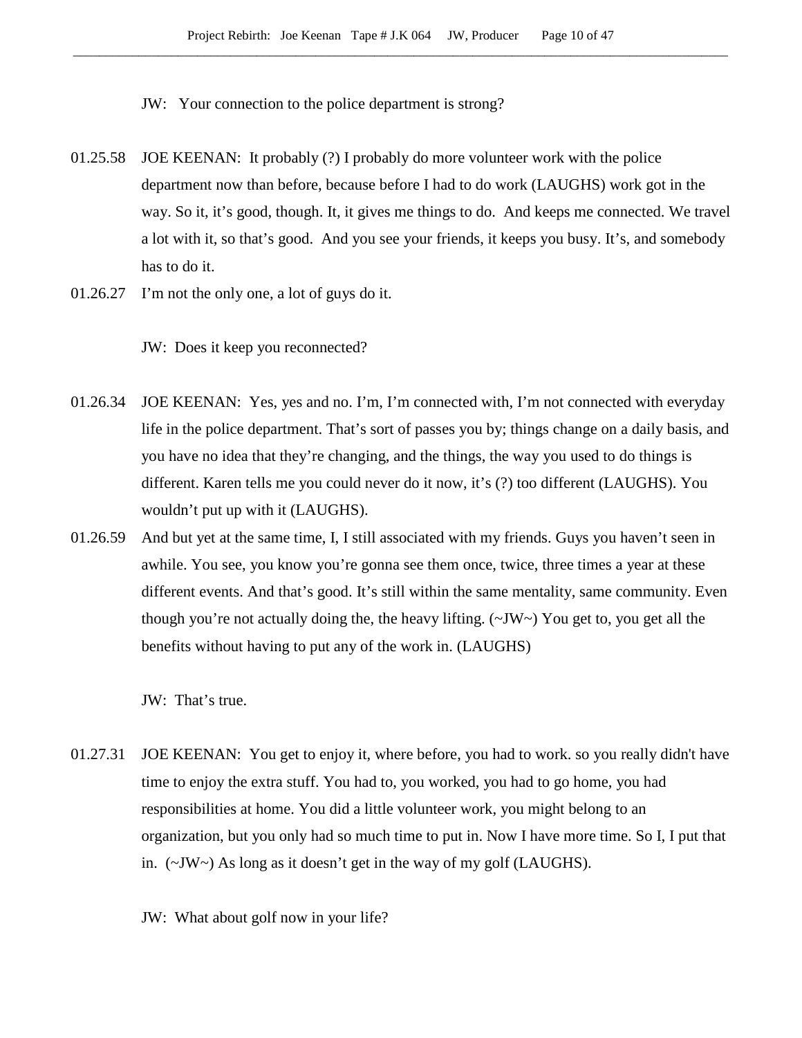JW: Your connection to the police department is strong?

01.25.58 JOE KEENAN: It probably (?) I probably do more volunteer work with the police department now than before, because before I had to do work (LAUGHS) work got in the way. So it, it's good, though. It, it gives me things to do. And keeps me connected. We travel a lot with it, so that's good. And you see your friends, it keeps you busy. It's, and somebody has to do it.

01.26.27 I'm not the only one, a lot of guys do it.

JW: Does it keep you reconnected?

01.26.34 JOE KEENAN: Yes, yes and no. I'm, I'm connected with, I'm not connected with everyday life in the police department. That's sort of passes you by; things change on a daily basis, and you have no idea that they're changing, and the things, the way you used to do things is different. Karen tells me you could never do it now, it's (?) too different (LAUGHS). You wouldn't put up with it (LAUGHS).

01.26.59 And but yet at the same time, I, I still associated with my friends. Guys you haven't seen in awhile. You see, you know you're gonna see them once, twice, three times a year at these different events. And that's good. It's still within the same mentality, same community. Even though you're not actually doing the, the heavy lifting. (~JW~) You get to, you get all the benefits without having to put any of the work in. (LAUGHS)

JW: That's true.

01.27.31 JOE KEENAN: You get to enjoy it, where before, you had to work. so you really didn't have time to enjoy the extra stuff. You had to, you worked, you had to go home, you had responsibilities at home. You did a little volunteer work, you might belong to an organization, but you only had so much time to put in. Now I have more time. So I, I put that in. (~JW~) As long as it doesn't get in the way of my golf (LAUGHS).

JW: What about golf now in your life?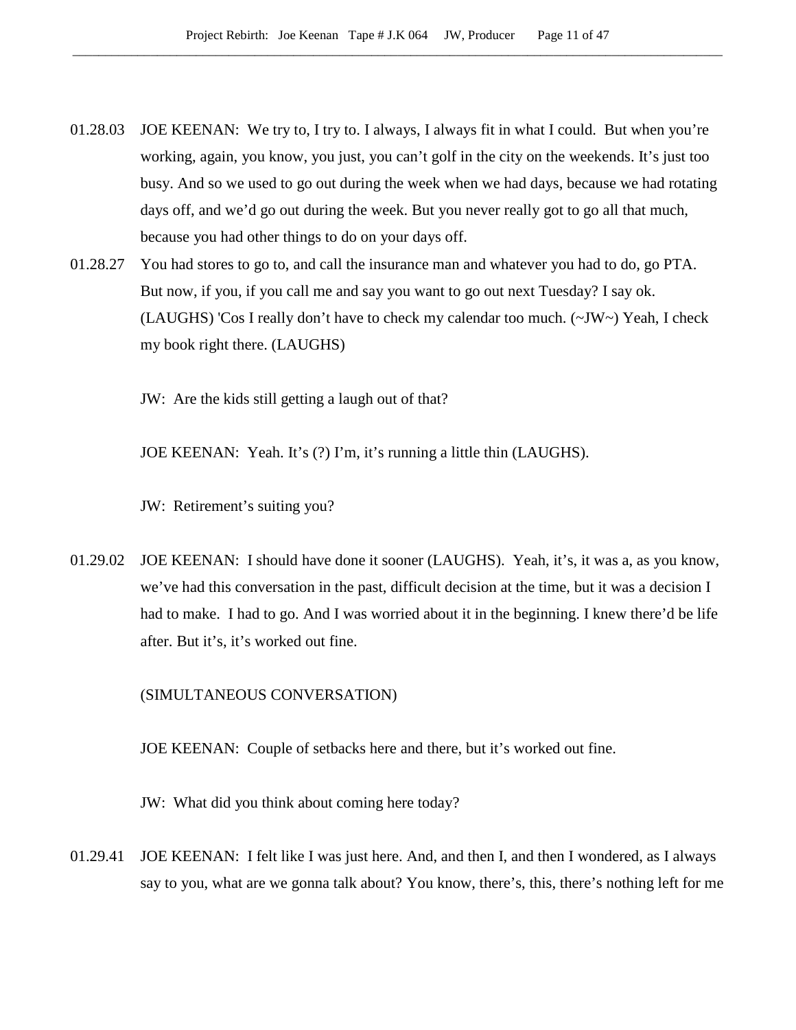01.28.03 JOE KEENAN: We try to, I try to. I always, I always fit in what I could. But when you're working, again, you know, you just, you can't golf in the city on the weekends. It's just too busy. And so we used to go out during the week when we had days, because we had rotating days off, and we'd go out during the week. But you never really got to go all that much, because you had other things to do on your days off.

01.28.27 You had stores to go to, and call the insurance man and whatever you had to do, go PTA. But now, if you, if you call me and say you want to go out next Tuesday? I say ok. (LAUGHS) 'Cos I really don't have to check my calendar too much. (~JW~) Yeah, I check my book right there. (LAUGHS)

JW: Are the kids still getting a laugh out of that?

JOE KEENAN: Yeah. It's (?) I'm, it's running a little thin (LAUGHS).

JW: Retirement's suiting you?

01.29.02 JOE KEENAN: I should have done it sooner (LAUGHS). Yeah, it's, it was a, as you know, we've had this conversation in the past, difficult decision at the time, but it was a decision I had to make. I had to go. And I was worried about it in the beginning. I knew there'd be life after. But it's, it's worked out fine.

(SIMULTANEOUS CONVERSATION)

JOE KEENAN: Couple of setbacks here and there, but it's worked out fine.

JW: What did you think about coming here today?

01.29.41 JOE KEENAN: I felt like I was just here. And, and then I, and then I wondered, as I always say to you, what are we gonna talk about? You know, there's, this, there's nothing left for me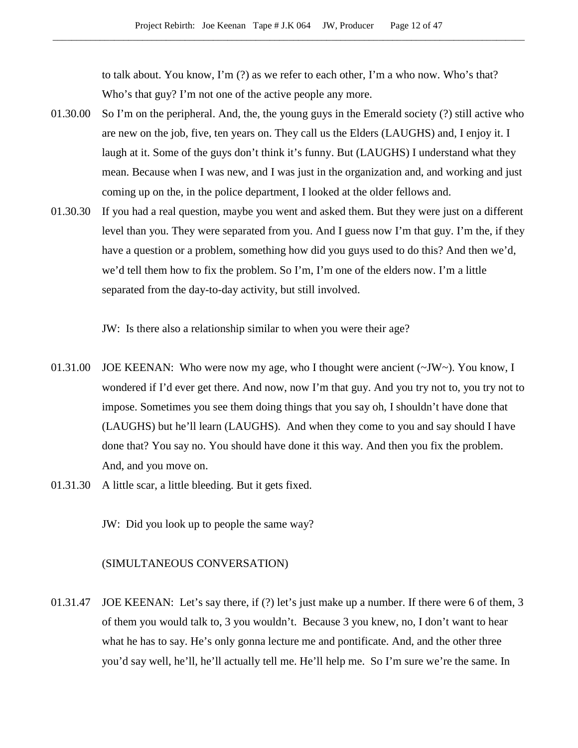to talk about. You know, I'm (?) as we refer to each other, I'm a who now. Who's that? Who's that guy? I'm not one of the active people any more.

01.30.00 So I'm on the peripheral. And, the, the young guys in the Emerald society (?) still active who are new on the job, five, ten years on. They call us the Elders (LAUGHS) and, I enjoy it. I laugh at it. Some of the guys don't think it's funny. But (LAUGHS) I understand what they mean. Because when I was new, and I was just in the organization and, and working and just coming up on the, in the police department, I looked at the older fellows and.

01.30.30 If you had a real question, maybe you went and asked them. But they were just on a different level than you. They were separated from you. And I guess now I'm that guy. I'm the, if they have a question or a problem, something how did you guys used to do this? And then we'd, we'd tell them how to fix the problem. So I'm, I'm one of the elders now. I'm a little separated from the day-to-day activity, but still involved.

JW: Is there also a relationship similar to when you were their age?

01.31.00 JOE KEENAN: Who were now my age, who I thought were ancient (~JW~). You know, I wondered if I'd ever get there. And now, now I'm that guy. And you try not to, you try not to impose. Sometimes you see them doing things that you say oh, I shouldn't have done that (LAUGHS) but he'll learn (LAUGHS). And when they come to you and say should I have done that? You say no. You should have done it this way. And then you fix the problem. And, and you move on.

01.31.30 A little scar, a little bleeding. But it gets fixed.

JW: Did you look up to people the same way?

(SIMULTANEOUS CONVERSATION)

01.31.47 JOE KEENAN: Let's say there, if (?) let's just make up a number. If there were 6 of them, 3 of them you would talk to, 3 you wouldn't. Because 3 you knew, no, I don't want to hear what he has to say. He's only gonna lecture me and pontificate. And, and the other three you'd say well, he'll, he'll actually tell me. He'll help me. So I'm sure we're the same. In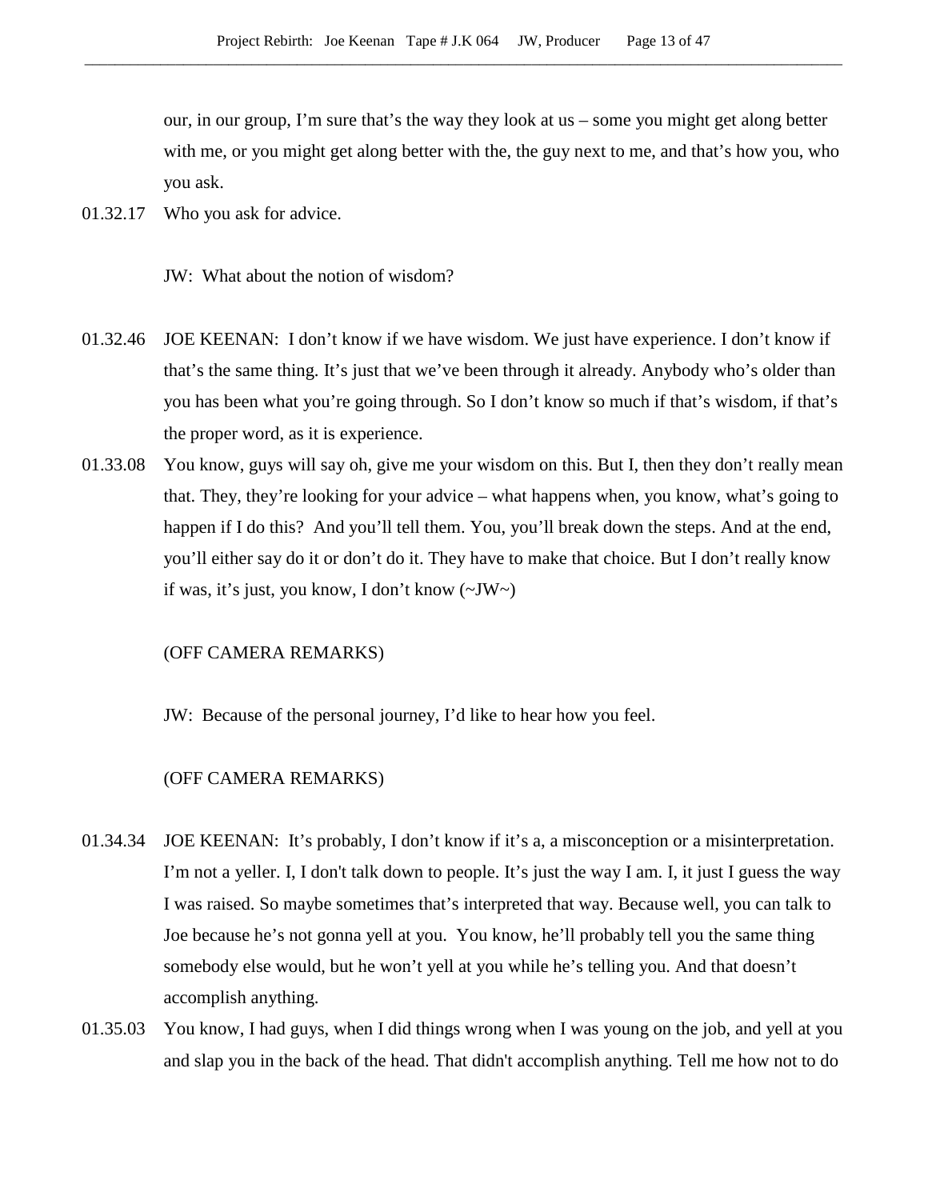our, in our group, I'm sure that's the way they look at us – some you might get along better with me, or you might get along better with the, the guy next to me, and that's how you, who you ask.

01.32.17 Who you ask for advice.

JW: What about the notion of wisdom?

01.32.46 JOE KEENAN: I don't know if we have wisdom. We just have experience. I don't know if that's the same thing. It's just that we've been through it already. Anybody who's older than you has been what you're going through. So I don't know so much if that's wisdom, if that's the proper word, as it is experience.

01.33.08 You know, guys will say oh, give me your wisdom on this. But I, then they don't really mean that. They, they're looking for your advice – what happens when, you know, what's going to happen if I do this? And you'll tell them. You, you'll break down the steps. And at the end, you'll either say do it or don't do it. They have to make that choice. But I don't really know if was, it's just, you know, I don't know (~JW~)

(OFF CAMERA REMARKS)

JW: Because of the personal journey, I'd like to hear how you feel.

(OFF CAMERA REMARKS)

01.34.34 JOE KEENAN: It's probably, I don't know if it's a, a misconception or a misinterpretation. I'm not a yeller. I, I don't talk down to people. It's just the way I am. I, it just I guess the way I was raised. So maybe sometimes that's interpreted that way. Because well, you can talk to Joe because he's not gonna yell at you. You know, he'll probably tell you the same thing somebody else would, but he won't yell at you while he's telling you. And that doesn't accomplish anything.

01.35.03 You know, I had guys, when I did things wrong when I was young on the job, and yell at you and slap you in the back of the head. That didn't accomplish anything. Tell me how not to do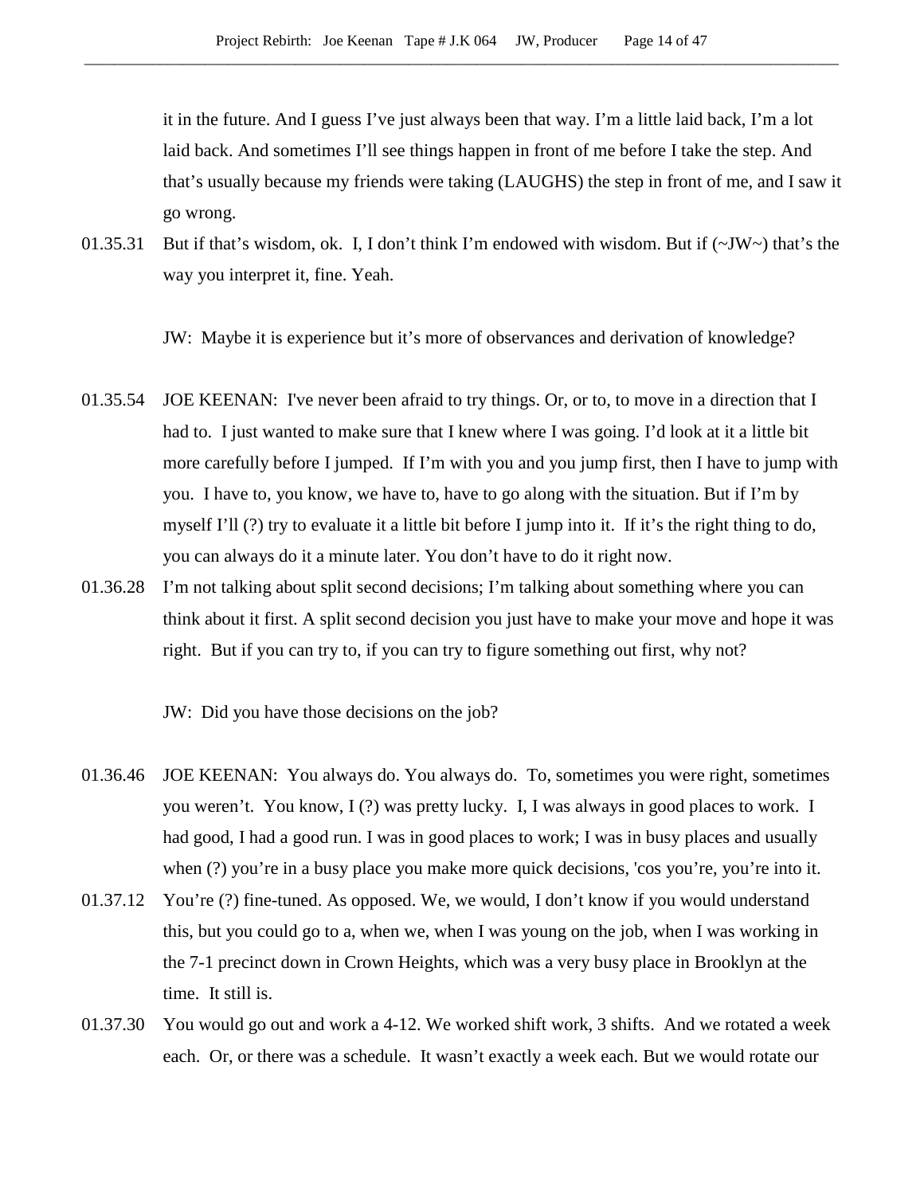it in the future. And I guess I've just always been that way. I'm a little laid back, I'm a lot laid back. And sometimes I'll see things happen in front of me before I take the step. And that's usually because my friends were taking (LAUGHS) the step in front of me, and I saw it go wrong.

01.35.31 But if that's wisdom, ok. I, I don't think I'm endowed with wisdom. But if (~JW~) that's the way you interpret it, fine. Yeah.

JW: Maybe it is experience but it's more of observances and derivation of knowledge?

01.35.54 JOE KEENAN: I've never been afraid to try things. Or, or to, to move in a direction that I had to. I just wanted to make sure that I knew where I was going. I'd look at it a little bit more carefully before I jumped. If I'm with you and you jump first, then I have to jump with you. I have to, you know, we have to, have to go along with the situation. But if I'm by myself I'll (?) try to evaluate it a little bit before I jump into it. If it's the right thing to do, you can always do it a minute later. You don't have to do it right now.

01.36.28 I'm not talking about split second decisions; I'm talking about something where you can think about it first. A split second decision you just have to make your move and hope it was right. But if you can try to, if you can try to figure something out first, why not?

JW: Did you have those decisions on the job?

01.36.46 JOE KEENAN: You always do. You always do. To, sometimes you were right, sometimes you weren't. You know, I (?) was pretty lucky. I, I was always in good places to work. I had good, I had a good run. I was in good places to work; I was in busy places and usually when (?) you're in a busy place you make more quick decisions, 'cos you're, you're into it.

01.37.12 You're (?) fine-tuned. As opposed. We, we would, I don't know if you would understand this, but you could go to a, when we, when I was young on the job, when I was working in the 7-1 precinct down in Crown Heights, which was a very busy place in Brooklyn at the time. It still is.

01.37.30 You would go out and work a 4-12. We worked shift work, 3 shifts. And we rotated a week each. Or, or there was a schedule. It wasn't exactly a week each. But we would rotate our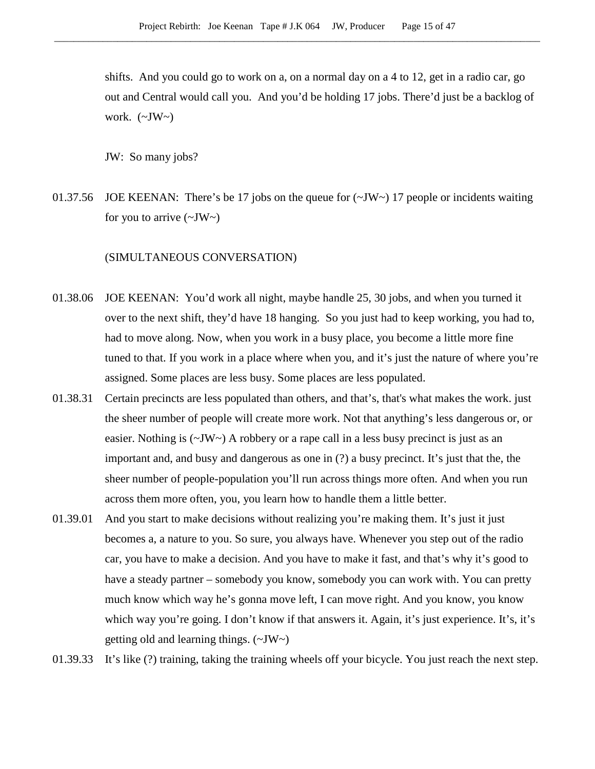shifts.  And you could go to work on a, on a normal day on a 4 to 12, get in a radio car, go out and Central would call you.  And you'd be holding 17 jobs. There'd just be a backlog of work.  (~JW~)

JW:  So many jobs?

01.37.56  JOE KEENAN:  There's be 17 jobs on the queue for (~JW~) 17 people or incidents waiting for you to arrive (~JW~)

(SIMULTANEOUS CONVERSATION)

01.38.06  JOE KEENAN:  You'd work all night, maybe handle 25, 30 jobs, and when you turned it over to the next shift, they'd have 18 hanging.  So you just had to keep working, you had to, had to move along. Now, when you work in a busy place, you become a little more fine tuned to that. If you work in a place where when you, and it's just the nature of where you're assigned. Some places are less busy. Some places are less populated.

01.38.31  Certain precincts are less populated than others, and that's, that's what makes the work. just the sheer number of people will create more work. Not that anything's less dangerous or, or easier. Nothing is (~JW~) A robbery or a rape call in a less busy precinct is just as an important and, and busy and dangerous as one in (?) a busy precinct. It's just that the, the sheer number of people-population you'll run across things more often. And when you run across them more often, you, you learn how to handle them a little better.

01.39.01  And you start to make decisions without realizing you're making them. It's just it just becomes a, a nature to you. So sure, you always have. Whenever you step out of the radio car, you have to make a decision. And you have to make it fast, and that's why it's good to have a steady partner – somebody you know, somebody you can work with. You can pretty much know which way he's gonna move left, I can move right. And you know, you know which way you're going. I don't know if that answers it. Again, it's just experience. It's, it's getting old and learning things. (~JW~)

01.39.33  It's like (?) training, taking the training wheels off your bicycle. You just reach the next step.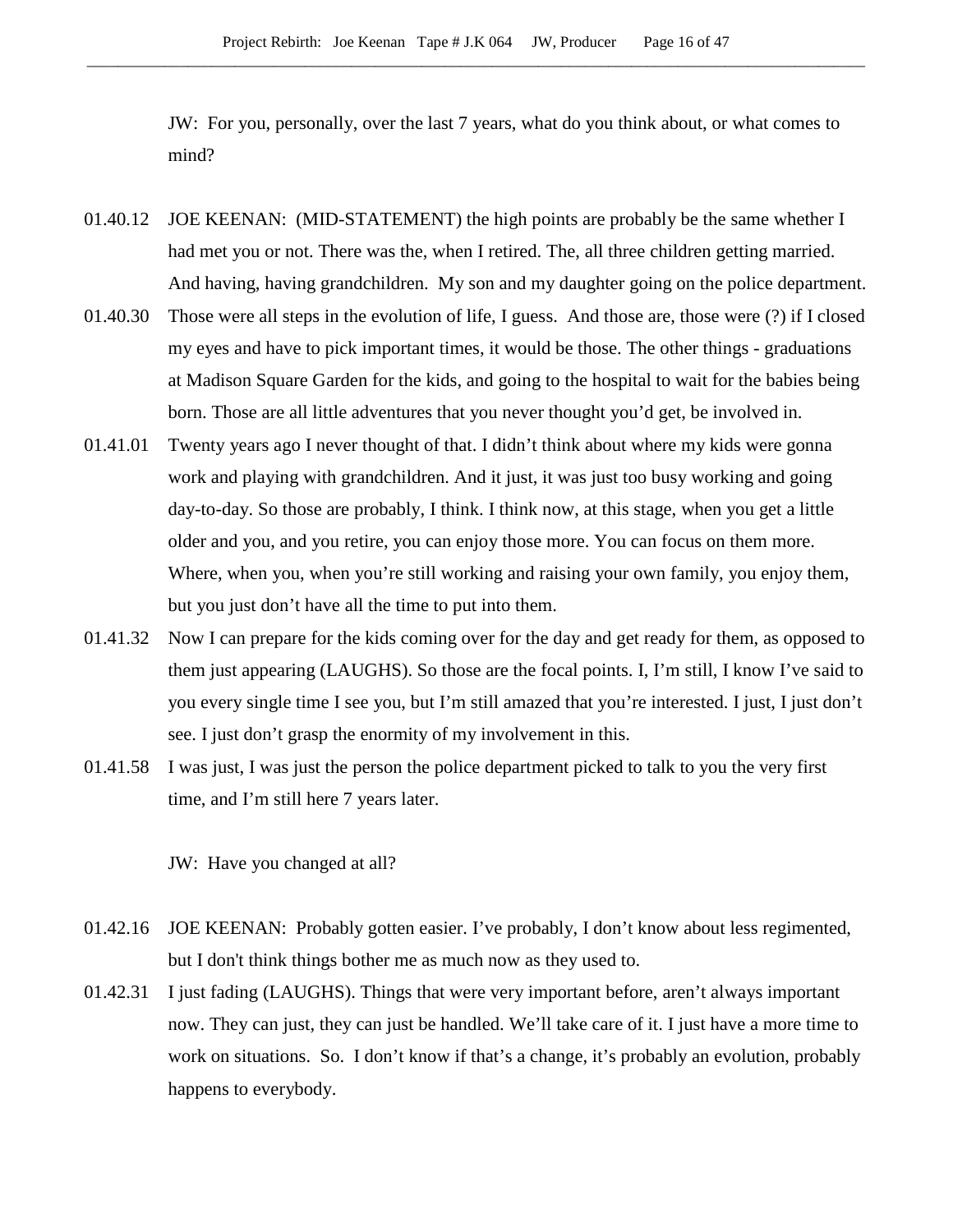JW: For you, personally, over the last 7 years, what do you think about, or what comes to mind?

01.40.12 JOE KEENAN: (MID-STATEMENT) the high points are probably be the same whether I had met you or not. There was the, when I retired. The, all three children getting married. And having, having grandchildren. My son and my daughter going on the police department.

01.40.30 Those were all steps in the evolution of life, I guess. And those are, those were (?) if I closed my eyes and have to pick important times, it would be those. The other things - graduations at Madison Square Garden for the kids, and going to the hospital to wait for the babies being born. Those are all little adventures that you never thought you'd get, be involved in.

01.41.01 Twenty years ago I never thought of that. I didn't think about where my kids were gonna work and playing with grandchildren. And it just, it was just too busy working and going day-to-day. So those are probably, I think. I think now, at this stage, when you get a little older and you, and you retire, you can enjoy those more. You can focus on them more. Where, when you, when you're still working and raising your own family, you enjoy them, but you just don't have all the time to put into them.

01.41.32 Now I can prepare for the kids coming over for the day and get ready for them, as opposed to them just appearing (LAUGHS). So those are the focal points. I, I'm still, I know I've said to you every single time I see you, but I'm still amazed that you're interested. I just, I just don't see. I just don't grasp the enormity of my involvement in this.

01.41.58 I was just, I was just the person the police department picked to talk to you the very first time, and I'm still here 7 years later.

JW: Have you changed at all?

01.42.16 JOE KEENAN: Probably gotten easier. I've probably, I don't know about less regimented, but I don't think things bother me as much now as they used to.

01.42.31 I just fading (LAUGHS). Things that were very important before, aren't always important now. They can just, they can just be handled. We'll take care of it. I just have a more time to work on situations. So. I don't know if that's a change, it's probably an evolution, probably happens to everybody.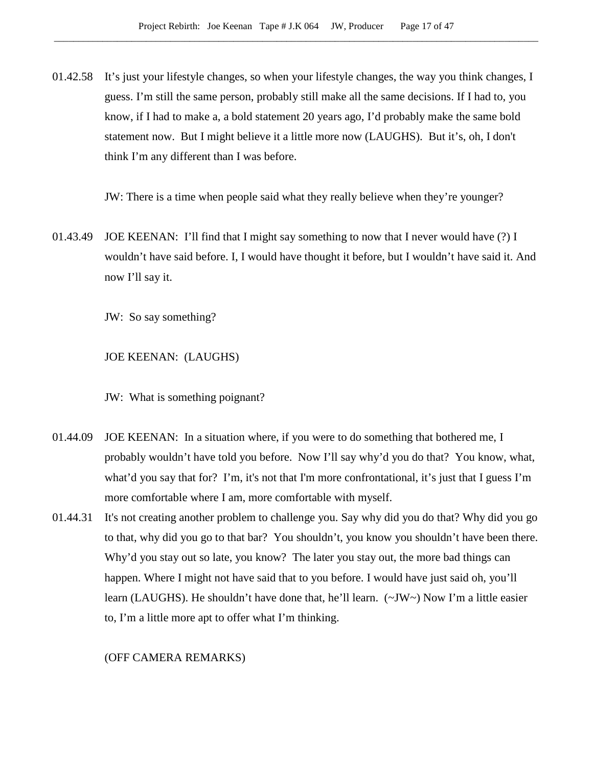01.42.58 It's just your lifestyle changes, so when your lifestyle changes, the way you think changes, I guess. I'm still the same person, probably still make all the same decisions. If I had to, you know, if I had to make a, a bold statement 20 years ago, I'd probably make the same bold statement now. But I might believe it a little more now (LAUGHS). But it's, oh, I don't think I'm any different than I was before.

JW: There is a time when people said what they really believe when they're younger?

01.43.49 JOE KEENAN: I'll find that I might say something to now that I never would have (?) I wouldn't have said before. I, I would have thought it before, but I wouldn't have said it. And now I'll say it.

JW: So say something?

JOE KEENAN: (LAUGHS)

JW: What is something poignant?

01.44.09 JOE KEENAN: In a situation where, if you were to do something that bothered me, I probably wouldn't have told you before. Now I'll say why'd you do that? You know, what, what'd you say that for? I'm, it's not that I'm more confrontational, it's just that I guess I'm more comfortable where I am, more comfortable with myself.

01.44.31 It's not creating another problem to challenge you. Say why did you do that? Why did you go to that, why did you go to that bar? You shouldn't, you know you shouldn't have been there. Why'd you stay out so late, you know? The later you stay out, the more bad things can happen. Where I might not have said that to you before. I would have just said oh, you'll learn (LAUGHS). He shouldn't have done that, he'll learn. (~JW~) Now I'm a little easier to, I'm a little more apt to offer what I'm thinking.

(OFF CAMERA REMARKS)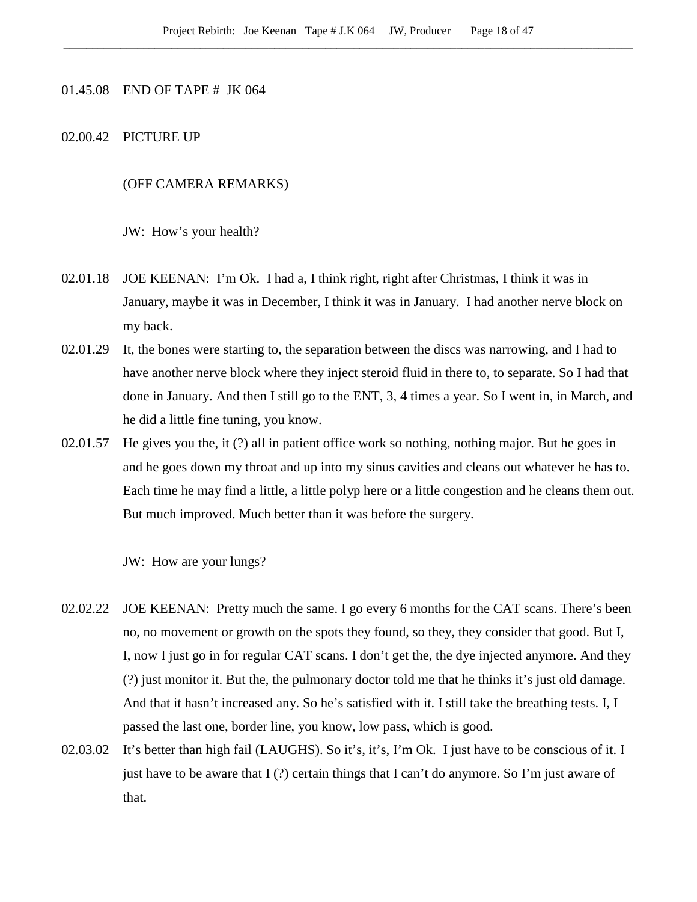01.45.08 END OF TAPE # JK 064

02.00.42 PICTURE UP

(OFF CAMERA REMARKS)

JW: How's your health?

02.01.18 JOE KEENAN: I'm Ok. I had a, I think right, right after Christmas, I think it was in January, maybe it was in December, I think it was in January. I had another nerve block on my back.

02.01.29 It, the bones were starting to, the separation between the discs was narrowing, and I had to have another nerve block where they inject steroid fluid in there to, to separate. So I had that done in January. And then I still go to the ENT, 3, 4 times a year. So I went in, in March, and he did a little fine tuning, you know.

02.01.57 He gives you the, it (?) all in patient office work so nothing, nothing major. But he goes in and he goes down my throat and up into my sinus cavities and cleans out whatever he has to. Each time he may find a little, a little polyp here or a little congestion and he cleans them out. But much improved. Much better than it was before the surgery.

JW: How are your lungs?

02.02.22 JOE KEENAN: Pretty much the same. I go every 6 months for the CAT scans. There's been no, no movement or growth on the spots they found, so they, they consider that good. But I, I, now I just go in for regular CAT scans. I don't get the, the dye injected anymore. And they (?) just monitor it. But the, the pulmonary doctor told me that he thinks it's just old damage. And that it hasn't increased any. So he's satisfied with it. I still take the breathing tests. I, I passed the last one, border line, you know, low pass, which is good.

02.03.02 It's better than high fail (LAUGHS). So it's, it's, I'm Ok. I just have to be conscious of it. I just have to be aware that I (?) certain things that I can't do anymore. So I'm just aware of that.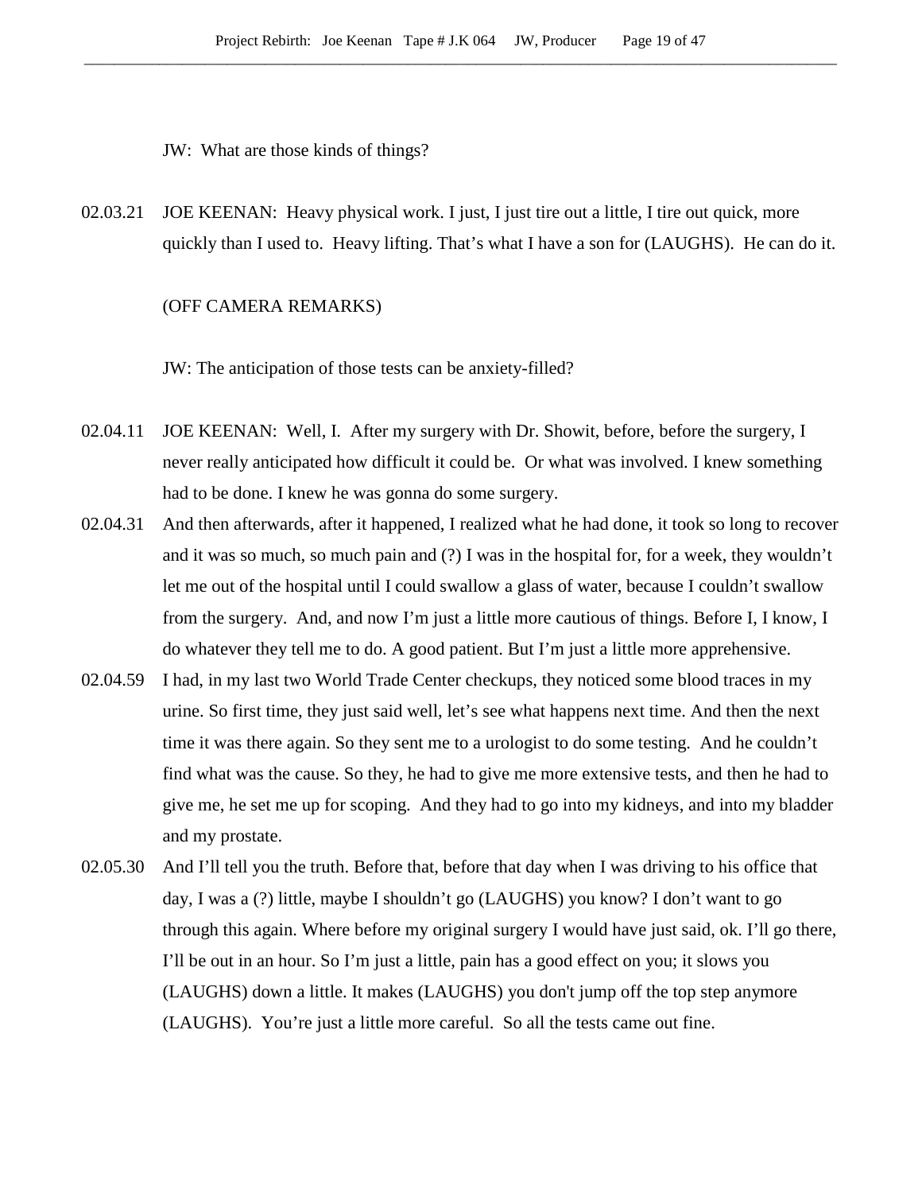JW: What are those kinds of things?

02.03.21 JOE KEENAN: Heavy physical work. I just, I just tire out a little, I tire out quick, more quickly than I used to. Heavy lifting. That's what I have a son for (LAUGHS). He can do it.

(OFF CAMERA REMARKS)

JW: The anticipation of those tests can be anxiety-filled?

02.04.11 JOE KEENAN: Well, I. After my surgery with Dr. Showit, before, before the surgery, I never really anticipated how difficult it could be. Or what was involved. I knew something had to be done. I knew he was gonna do some surgery.

02.04.31 And then afterwards, after it happened, I realized what he had done, it took so long to recover and it was so much, so much pain and (?) I was in the hospital for, for a week, they wouldn't let me out of the hospital until I could swallow a glass of water, because I couldn't swallow from the surgery. And, and now I'm just a little more cautious of things. Before I, I know, I do whatever they tell me to do. A good patient. But I'm just a little more apprehensive.

02.04.59 I had, in my last two World Trade Center checkups, they noticed some blood traces in my urine. So first time, they just said well, let's see what happens next time. And then the next time it was there again. So they sent me to a urologist to do some testing. And he couldn't find what was the cause. So they, he had to give me more extensive tests, and then he had to give me, he set me up for scoping. And they had to go into my kidneys, and into my bladder and my prostate.

02.05.30 And I'll tell you the truth. Before that, before that day when I was driving to his office that day, I was a (?) little, maybe I shouldn't go (LAUGHS) you know? I don't want to go through this again. Where before my original surgery I would have just said, ok. I'll go there, I'll be out in an hour. So I'm just a little, pain has a good effect on you; it slows you (LAUGHS) down a little. It makes (LAUGHS) you don't jump off the top step anymore (LAUGHS). You're just a little more careful. So all the tests came out fine.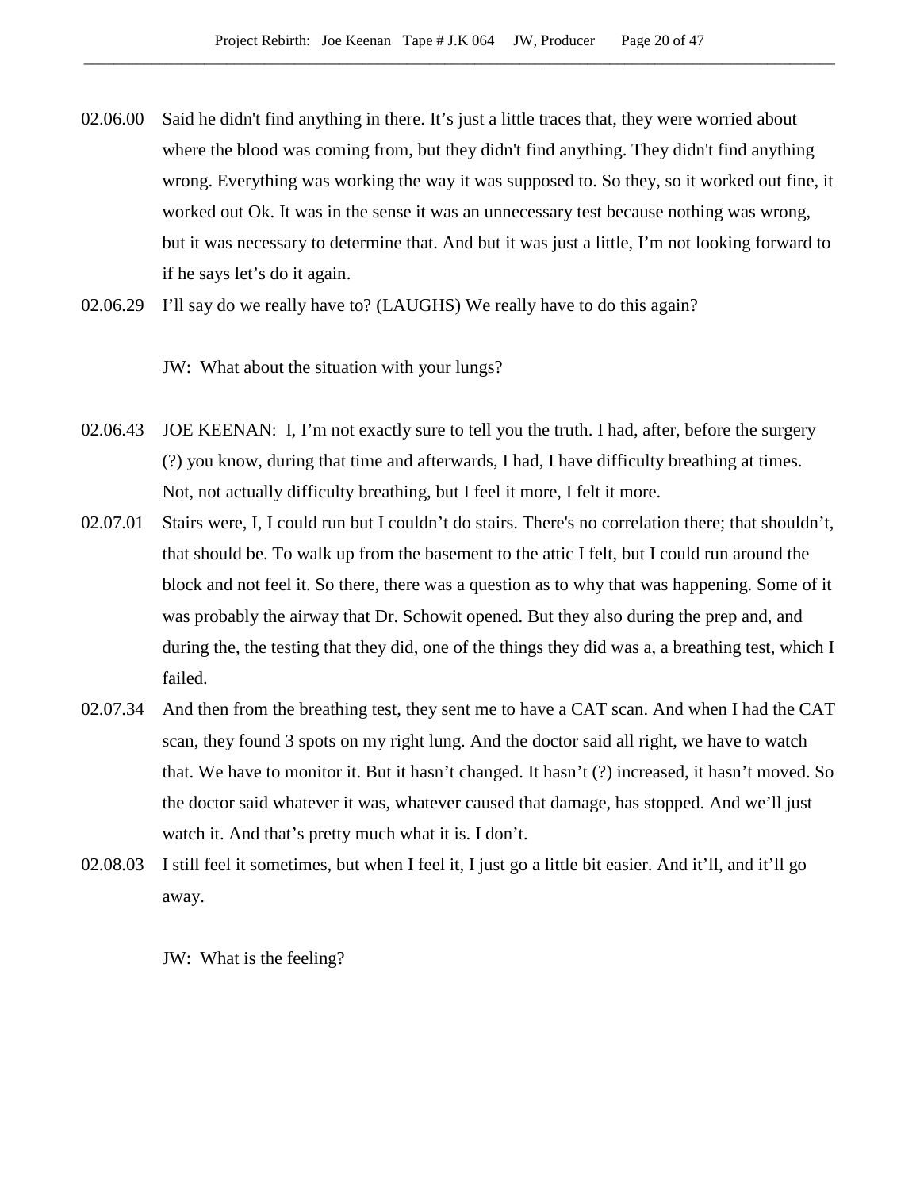02.06.00 Said he didn't find anything in there. It's just a little traces that, they were worried about where the blood was coming from, but they didn't find anything. They didn't find anything wrong. Everything was working the way it was supposed to. So they, so it worked out fine, it worked out Ok. It was in the sense it was an unnecessary test because nothing was wrong, but it was necessary to determine that. And but it was just a little, I'm not looking forward to if he says let's do it again.

02.06.29 I'll say do we really have to? (LAUGHS) We really have to do this again?

JW: What about the situation with your lungs?

02.06.43 JOE KEENAN: I, I'm not exactly sure to tell you the truth. I had, after, before the surgery (?) you know, during that time and afterwards, I had, I have difficulty breathing at times. Not, not actually difficulty breathing, but I feel it more, I felt it more.

02.07.01 Stairs were, I, I could run but I couldn't do stairs. There's no correlation there; that shouldn't, that should be. To walk up from the basement to the attic I felt, but I could run around the block and not feel it. So there, there was a question as to why that was happening. Some of it was probably the airway that Dr. Schowit opened. But they also during the prep and, and during the, the testing that they did, one of the things they did was a, a breathing test, which I failed.

02.07.34 And then from the breathing test, they sent me to have a CAT scan. And when I had the CAT scan, they found 3 spots on my right lung. And the doctor said all right, we have to watch that. We have to monitor it. But it hasn't changed. It hasn't (?) increased, it hasn't moved. So the doctor said whatever it was, whatever caused that damage, has stopped. And we'll just watch it. And that's pretty much what it is. I don't.

02.08.03 I still feel it sometimes, but when I feel it, I just go a little bit easier. And it'll, and it'll go away.

JW: What is the feeling?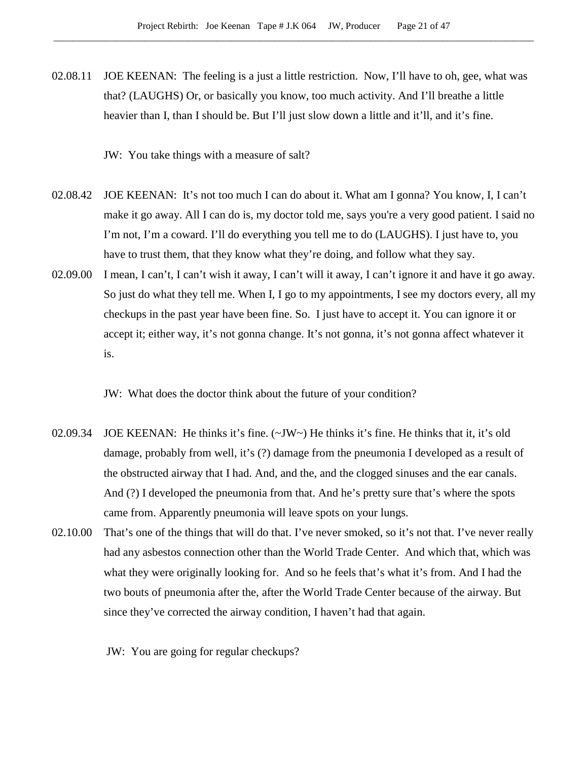02.08.11 JOE KEENAN: The feeling is a just a little restriction. Now, I'll have to oh, gee, what was that? (LAUGHS) Or, or basically you know, too much activity. And I'll breathe a little heavier than I, than I should be. But I'll just slow down a little and it'll, and it's fine.

JW: You take things with a measure of salt?

02.08.42 JOE KEENAN: It's not too much I can do about it. What am I gonna? You know, I, I can't make it go away. All I can do is, my doctor told me, says you're a very good patient. I said no I'm not, I'm a coward. I'll do everything you tell me to do (LAUGHS). I just have to, you have to trust them, that they know what they're doing, and follow what they say.

02.09.00 I mean, I can't, I can't wish it away, I can't will it away, I can't ignore it and have it go away. So just do what they tell me. When I, I go to my appointments, I see my doctors every, all my checkups in the past year have been fine. So. I just have to accept it. You can ignore it or accept it; either way, it's not gonna change. It's not gonna, it's not gonna affect whatever it is.

JW: What does the doctor think about the future of your condition?

02.09.34 JOE KEENAN: He thinks it's fine. (~JW~) He thinks it's fine. He thinks that it, it's old damage, probably from well, it's (?) damage from the pneumonia I developed as a result of the obstructed airway that I had. And, and the, and the clogged sinuses and the ear canals. And (?) I developed the pneumonia from that. And he's pretty sure that's where the spots came from. Apparently pneumonia will leave spots on your lungs.

02.10.00 That's one of the things that will do that. I've never smoked, so it's not that. I've never really had any asbestos connection other than the World Trade Center. And which that, which was what they were originally looking for. And so he feels that's what it's from. And I had the two bouts of pneumonia after the, after the World Trade Center because of the airway. But since they've corrected the airway condition, I haven't had that again.

JW: You are going for regular checkups?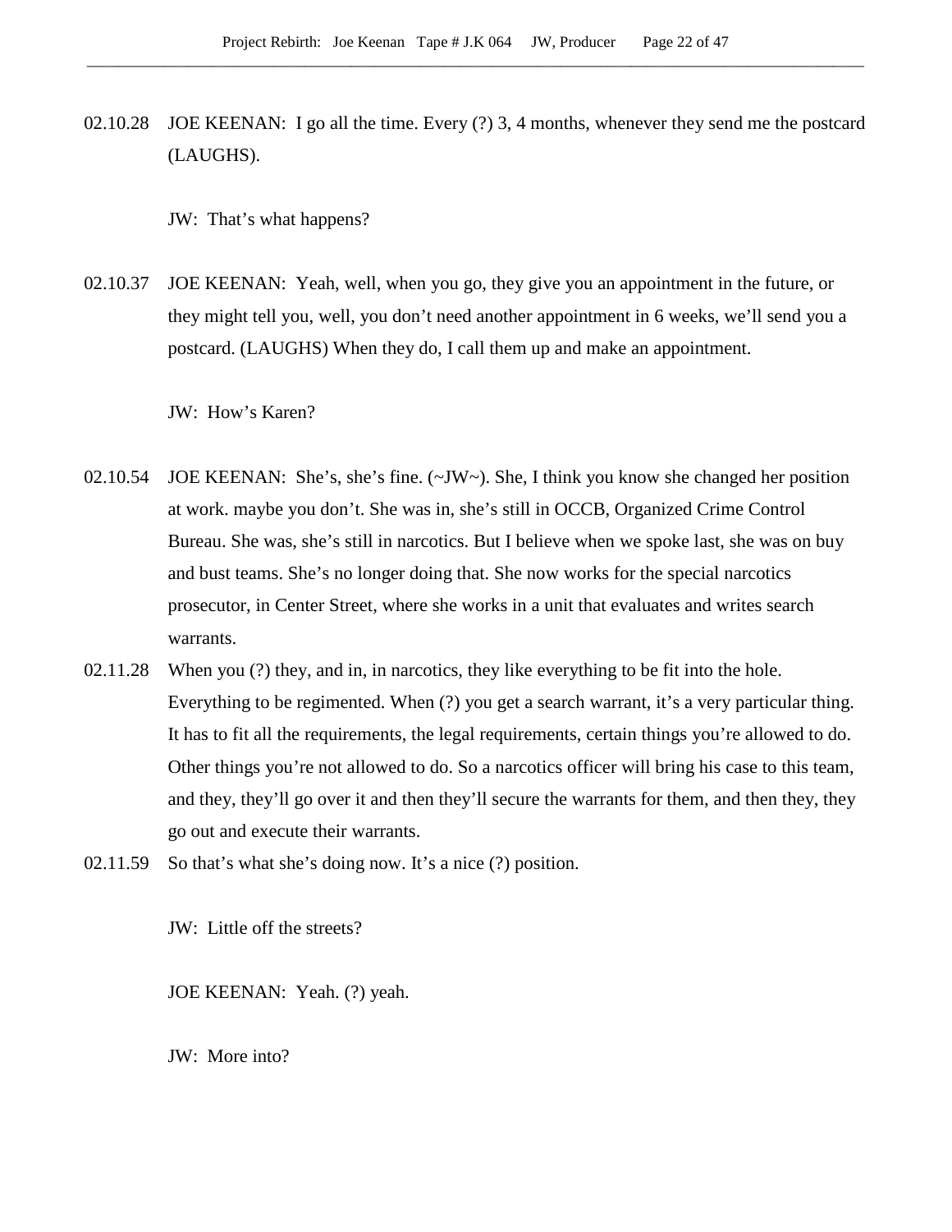02.10.28 JOE KEENAN: I go all the time. Every (?) 3, 4 months, whenever they send me the postcard (LAUGHS).

JW: That's what happens?

02.10.37 JOE KEENAN: Yeah, well, when you go, they give you an appointment in the future, or they might tell you, well, you don't need another appointment in 6 weeks, we'll send you a postcard. (LAUGHS) When they do, I call them up and make an appointment.

JW: How's Karen?

02.10.54 JOE KEENAN: She's, she's fine. (~JW~). She, I think you know she changed her position at work. maybe you don't. She was in, she's still in OCCB, Organized Crime Control Bureau. She was, she's still in narcotics. But I believe when we spoke last, she was on buy and bust teams. She's no longer doing that. She now works for the special narcotics prosecutor, in Center Street, where she works in a unit that evaluates and writes search warrants.

02.11.28 When you (?) they, and in, in narcotics, they like everything to be fit into the hole. Everything to be regimented. When (?) you get a search warrant, it's a very particular thing. It has to fit all the requirements, the legal requirements, certain things you're allowed to do. Other things you're not allowed to do. So a narcotics officer will bring his case to this team, and they, they'll go over it and then they'll secure the warrants for them, and then they, they go out and execute their warrants.

02.11.59 So that's what she's doing now. It's a nice (?) position.

JW: Little off the streets?

JOE KEENAN: Yeah. (?) yeah.

JW: More into?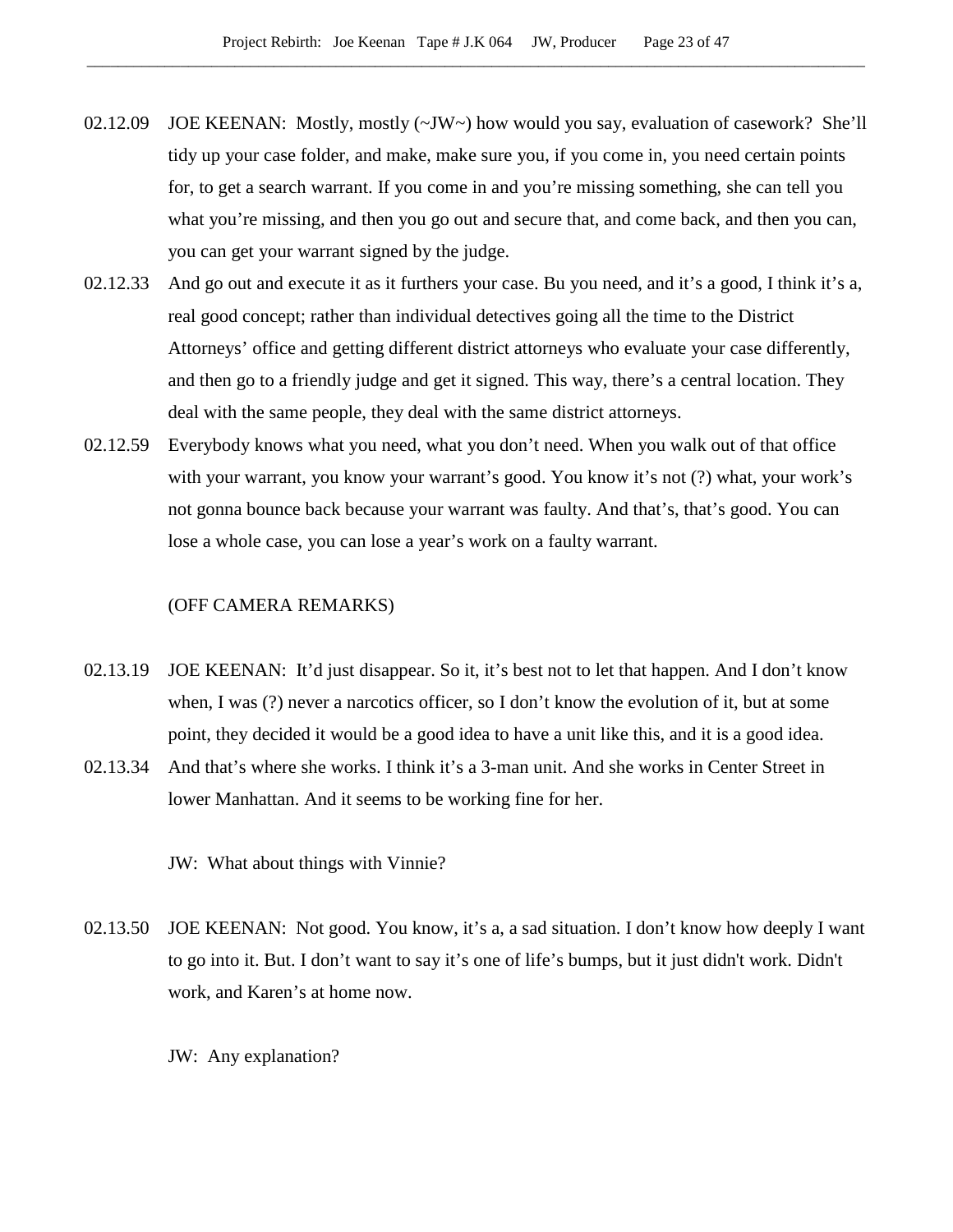02.12.09 JOE KEENAN: Mostly, mostly (~JW~) how would you say, evaluation of casework? She'll tidy up your case folder, and make, make sure you, if you come in, you need certain points for, to get a search warrant. If you come in and you're missing something, she can tell you what you're missing, and then you go out and secure that, and come back, and then you can, you can get your warrant signed by the judge.

02.12.33 And go out and execute it as it furthers your case. Bu you need, and it's a good, I think it's a, real good concept; rather than individual detectives going all the time to the District Attorneys' office and getting different district attorneys who evaluate your case differently, and then go to a friendly judge and get it signed. This way, there's a central location. They deal with the same people, they deal with the same district attorneys.

02.12.59 Everybody knows what you need, what you don't need. When you walk out of that office with your warrant, you know your warrant's good. You know it's not (?) what, your work's not gonna bounce back because your warrant was faulty. And that's, that's good. You can lose a whole case, you can lose a year's work on a faulty warrant.

(OFF CAMERA REMARKS)

02.13.19 JOE KEENAN: It'd just disappear. So it, it's best not to let that happen. And I don't know when, I was (?) never a narcotics officer, so I don't know the evolution of it, but at some point, they decided it would be a good idea to have a unit like this, and it is a good idea.

02.13.34 And that's where she works. I think it's a 3-man unit. And she works in Center Street in lower Manhattan. And it seems to be working fine for her.

JW: What about things with Vinnie?

02.13.50 JOE KEENAN: Not good. You know, it's a, a sad situation. I don't know how deeply I want to go into it. But. I don't want to say it's one of life's bumps, but it just didn't work. Didn't work, and Karen's at home now.

JW: Any explanation?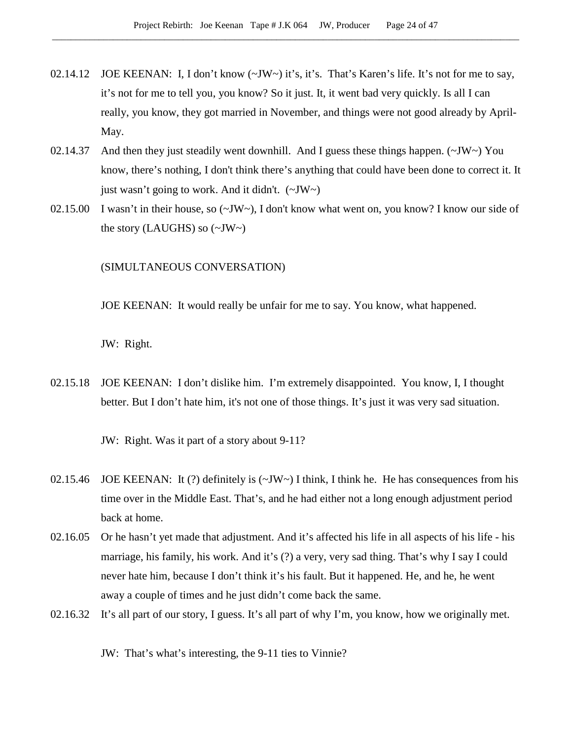02.14.12 JOE KEENAN: I, I don't know (~JW~) it's, it's. That's Karen's life. It's not for me to say, it's not for me to tell you, you know? So it just. It, it went bad very quickly. Is all I can really, you know, they got married in November, and things were not good already by April-May.

02.14.37 And then they just steadily went downhill. And I guess these things happen. (~JW~) You know, there's nothing, I don't think there's anything that could have been done to correct it. It just wasn't going to work. And it didn't. (~JW~)

02.15.00 I wasn't in their house, so (~JW~), I don't know what went on, you know? I know our side of the story (LAUGHS) so (~JW~)

(SIMULTANEOUS CONVERSATION)

JOE KEENAN: It would really be unfair for me to say. You know, what happened.

JW: Right.

02.15.18 JOE KEENAN: I don't dislike him. I'm extremely disappointed. You know, I, I thought better. But I don't hate him, it's not one of those things. It's just it was very sad situation.

JW: Right. Was it part of a story about 9-11?

02.15.46 JOE KEENAN: It (?) definitely is (~JW~) I think, I think he. He has consequences from his time over in the Middle East. That's, and he had either not a long enough adjustment period back at home.

02.16.05 Or he hasn't yet made that adjustment. And it's affected his life in all aspects of his life - his marriage, his family, his work. And it's (?) a very, very sad thing. That's why I say I could never hate him, because I don't think it's his fault. But it happened. He, and he, he went away a couple of times and he just didn't come back the same.

02.16.32 It's all part of our story, I guess. It's all part of why I'm, you know, how we originally met.

JW: That's what's interesting, the 9-11 ties to Vinnie?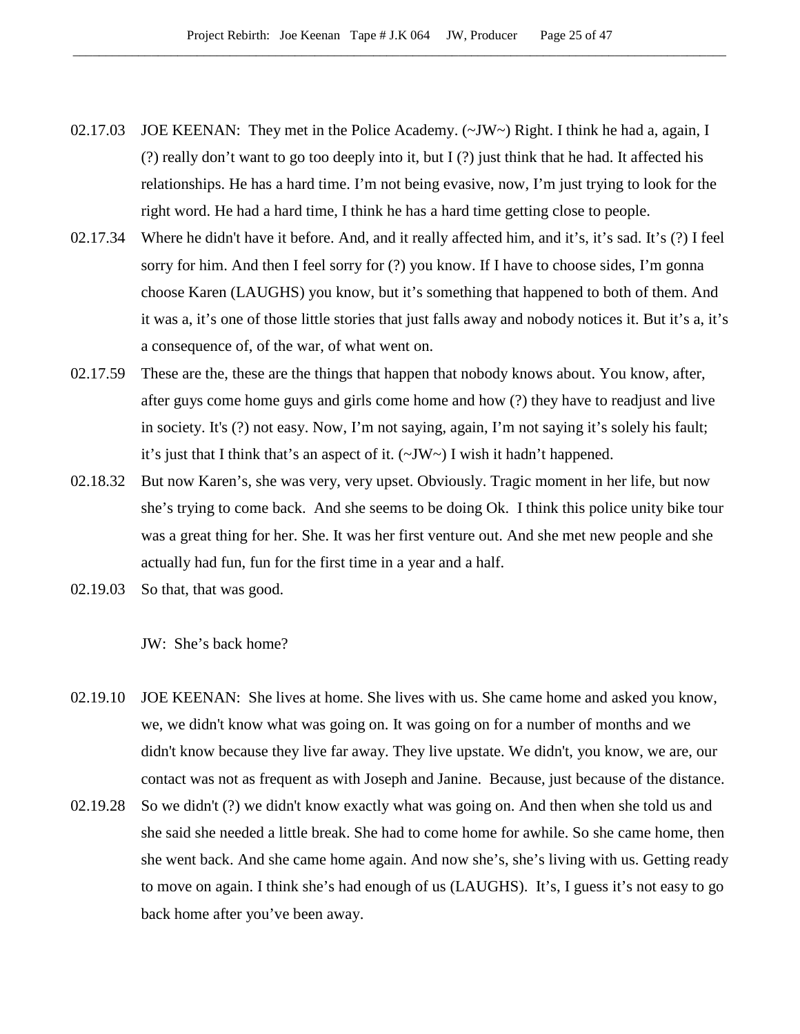02.17.03 JOE KEENAN: They met in the Police Academy. (~JW~) Right. I think he had a, again, I (?) really don't want to go too deeply into it, but I (?) just think that he had. It affected his relationships. He has a hard time. I'm not being evasive, now, I'm just trying to look for the right word. He had a hard time, I think he has a hard time getting close to people.

02.17.34 Where he didn't have it before. And, and it really affected him, and it's, it's sad. It's (?) I feel sorry for him. And then I feel sorry for (?) you know. If I have to choose sides, I'm gonna choose Karen (LAUGHS) you know, but it's something that happened to both of them. And it was a, it's one of those little stories that just falls away and nobody notices it. But it's a, it's a consequence of, of the war, of what went on.

02.17.59 These are the, these are the things that happen that nobody knows about. You know, after, after guys come home guys and girls come home and how (?) they have to readjust and live in society. It's (?) not easy. Now, I'm not saying, again, I'm not saying it's solely his fault; it's just that I think that's an aspect of it. (~JW~) I wish it hadn't happened.

02.18.32 But now Karen's, she was very, very upset. Obviously. Tragic moment in her life, but now she's trying to come back. And she seems to be doing Ok. I think this police unity bike tour was a great thing for her. She. It was her first venture out. And she met new people and she actually had fun, fun for the first time in a year and a half.

02.19.03 So that, that was good.

JW: She's back home?

02.19.10 JOE KEENAN: She lives at home. She lives with us. She came home and asked you know, we, we didn't know what was going on. It was going on for a number of months and we didn't know because they live far away. They live upstate. We didn't, you know, we are, our contact was not as frequent as with Joseph and Janine. Because, just because of the distance.

02.19.28 So we didn't (?) we didn't know exactly what was going on. And then when she told us and she said she needed a little break. She had to come home for awhile. So she came home, then she went back. And she came home again. And now she's, she's living with us. Getting ready to move on again. I think she's had enough of us (LAUGHS). It's, I guess it's not easy to go back home after you've been away.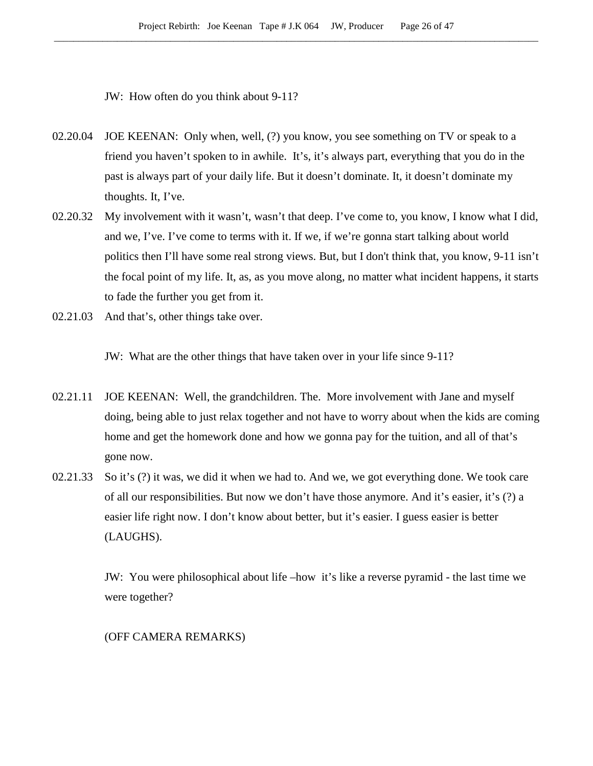JW: How often do you think about 9-11?

02.20.04 JOE KEENAN: Only when, well, (?) you know, you see something on TV or speak to a friend you haven't spoken to in awhile. It's, it's always part, everything that you do in the past is always part of your daily life. But it doesn't dominate. It, it doesn't dominate my thoughts. It, I've.

02.20.32 My involvement with it wasn't, wasn't that deep. I've come to, you know, I know what I did, and we, I've. I've come to terms with it. If we, if we're gonna start talking about world politics then I'll have some real strong views. But, but I don't think that, you know, 9-11 isn't the focal point of my life. It, as, as you move along, no matter what incident happens, it starts to fade the further you get from it.

02.21.03 And that's, other things take over.

JW: What are the other things that have taken over in your life since 9-11?

02.21.11 JOE KEENAN: Well, the grandchildren. The. More involvement with Jane and myself doing, being able to just relax together and not have to worry about when the kids are coming home and get the homework done and how we gonna pay for the tuition, and all of that's gone now.

02.21.33 So it's (?) it was, we did it when we had to. And we, we got everything done. We took care of all our responsibilities. But now we don't have those anymore. And it's easier, it's (?) a easier life right now. I don't know about better, but it's easier. I guess easier is better (LAUGHS).

JW: You were philosophical about life –how it's like a reverse pyramid - the last time we were together?

(OFF CAMERA REMARKS)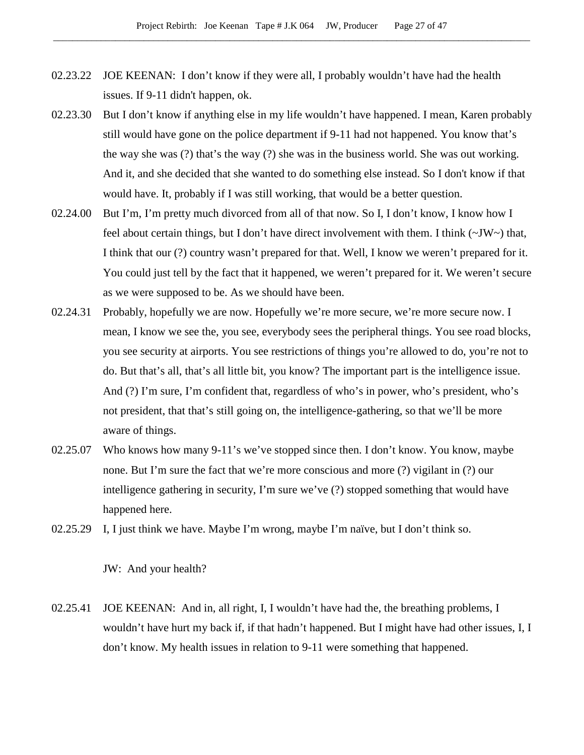02.23.22 JOE KEENAN: I don't know if they were all, I probably wouldn't have had the health issues. If 9-11 didn't happen, ok.

02.23.30 But I don't know if anything else in my life wouldn't have happened. I mean, Karen probably still would have gone on the police department if 9-11 had not happened. You know that's the way she was (?) that's the way (?) she was in the business world. She was out working. And it, and she decided that she wanted to do something else instead. So I don't know if that would have. It, probably if I was still working, that would be a better question.

02.24.00 But I'm, I'm pretty much divorced from all of that now. So I, I don't know, I know how I feel about certain things, but I don't have direct involvement with them. I think (~JW~) that, I think that our (?) country wasn't prepared for that. Well, I know we weren't prepared for it. You could just tell by the fact that it happened, we weren't prepared for it. We weren't secure as we were supposed to be. As we should have been.

02.24.31 Probably, hopefully we are now. Hopefully we're more secure, we're more secure now. I mean, I know we see the, you see, everybody sees the peripheral things. You see road blocks, you see security at airports. You see restrictions of things you're allowed to do, you're not to do. But that's all, that's all little bit, you know? The important part is the intelligence issue. And (?) I'm sure, I'm confident that, regardless of who's in power, who's president, who's not president, that that's still going on, the intelligence-gathering, so that we'll be more aware of things.

02.25.07 Who knows how many 9-11's we've stopped since then. I don't know. You know, maybe none. But I'm sure the fact that we're more conscious and more (?) vigilant in (?) our intelligence gathering in security, I'm sure we've (?) stopped something that would have happened here.

02.25.29 I, I just think we have. Maybe I'm wrong, maybe I'm naïve, but I don't think so.

JW: And your health?

02.25.41 JOE KEENAN: And in, all right, I, I wouldn't have had the, the breathing problems, I wouldn't have hurt my back if, if that hadn't happened. But I might have had other issues, I, I don't know. My health issues in relation to 9-11 were something that happened.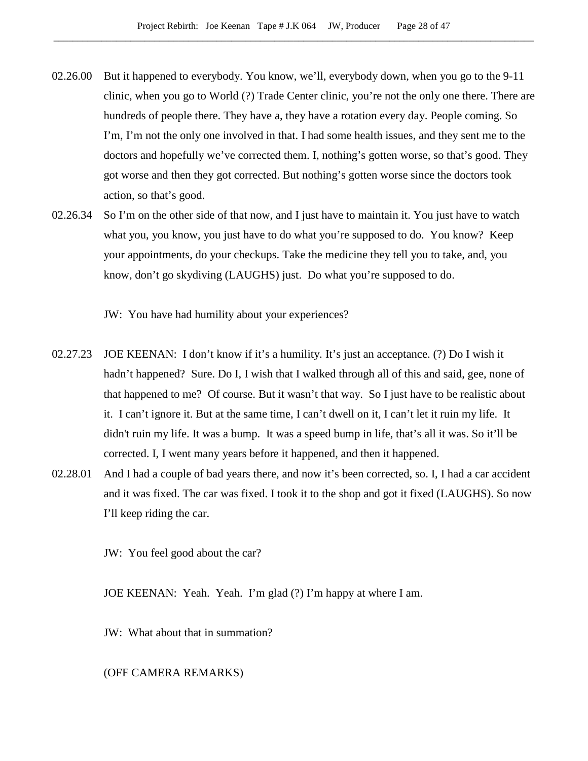02.26.00 But it happened to everybody. You know, we'll, everybody down, when you go to the 9-11 clinic, when you go to World (?) Trade Center clinic, you're not the only one there. There are hundreds of people there. They have a, they have a rotation every day. People coming. So I'm, I'm not the only one involved in that. I had some health issues, and they sent me to the doctors and hopefully we've corrected them. I, nothing's gotten worse, so that's good. They got worse and then they got corrected. But nothing's gotten worse since the doctors took action, so that's good.

02.26.34 So I'm on the other side of that now, and I just have to maintain it. You just have to watch what you, you know, you just have to do what you're supposed to do. You know? Keep your appointments, do your checkups. Take the medicine they tell you to take, and, you know, don't go skydiving (LAUGHS) just. Do what you're supposed to do.

JW: You have had humility about your experiences?

02.27.23 JOE KEENAN: I don't know if it's a humility. It's just an acceptance. (?) Do I wish it hadn't happened? Sure. Do I, I wish that I walked through all of this and said, gee, none of that happened to me? Of course. But it wasn't that way. So I just have to be realistic about it. I can't ignore it. But at the same time, I can't dwell on it, I can't let it ruin my life. It didn't ruin my life. It was a bump. It was a speed bump in life, that's all it was. So it'll be corrected. I, I went many years before it happened, and then it happened.

02.28.01 And I had a couple of bad years there, and now it's been corrected, so. I, I had a car accident and it was fixed. The car was fixed. I took it to the shop and got it fixed (LAUGHS). So now I'll keep riding the car.

JW: You feel good about the car?

JOE KEENAN: Yeah. Yeah. I'm glad (?) I'm happy at where I am.

JW: What about that in summation?

(OFF CAMERA REMARKS)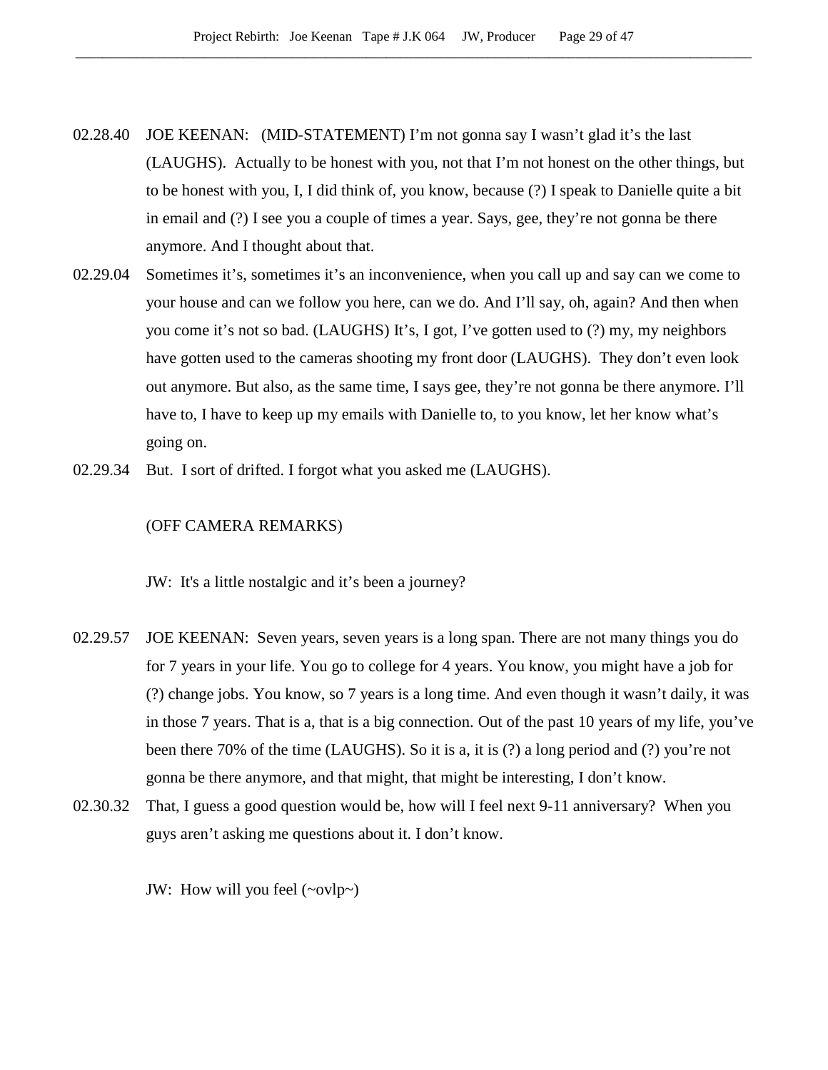02.28.40 JOE KEENAN: (MID-STATEMENT) I'm not gonna say I wasn't glad it's the last (LAUGHS). Actually to be honest with you, not that I'm not honest on the other things, but to be honest with you, I, I did think of, you know, because (?) I speak to Danielle quite a bit in email and (?) I see you a couple of times a year. Says, gee, they're not gonna be there anymore. And I thought about that.

02.29.04 Sometimes it's, sometimes it's an inconvenience, when you call up and say can we come to your house and can we follow you here, can we do. And I'll say, oh, again? And then when you come it's not so bad. (LAUGHS) It's, I got, I've gotten used to (?) my, my neighbors have gotten used to the cameras shooting my front door (LAUGHS). They don't even look out anymore. But also, as the same time, I says gee, they're not gonna be there anymore. I'll have to, I have to keep up my emails with Danielle to, to you know, let her know what's going on.

02.29.34 But. I sort of drifted. I forgot what you asked me (LAUGHS).

(OFF CAMERA REMARKS)

JW: It's a little nostalgic and it's been a journey?

02.29.57 JOE KEENAN: Seven years, seven years is a long span. There are not many things you do for 7 years in your life. You go to college for 4 years. You know, you might have a job for (?) change jobs. You know, so 7 years is a long time. And even though it wasn't daily, it was in those 7 years. That is a, that is a big connection. Out of the past 10 years of my life, you've been there 70% of the time (LAUGHS). So it is a, it is (?) a long period and (?) you're not gonna be there anymore, and that might, that might be interesting, I don't know.

02.30.32 That, I guess a good question would be, how will I feel next 9-11 anniversary? When you guys aren't asking me questions about it. I don't know.

JW: How will you feel (~ovlp~)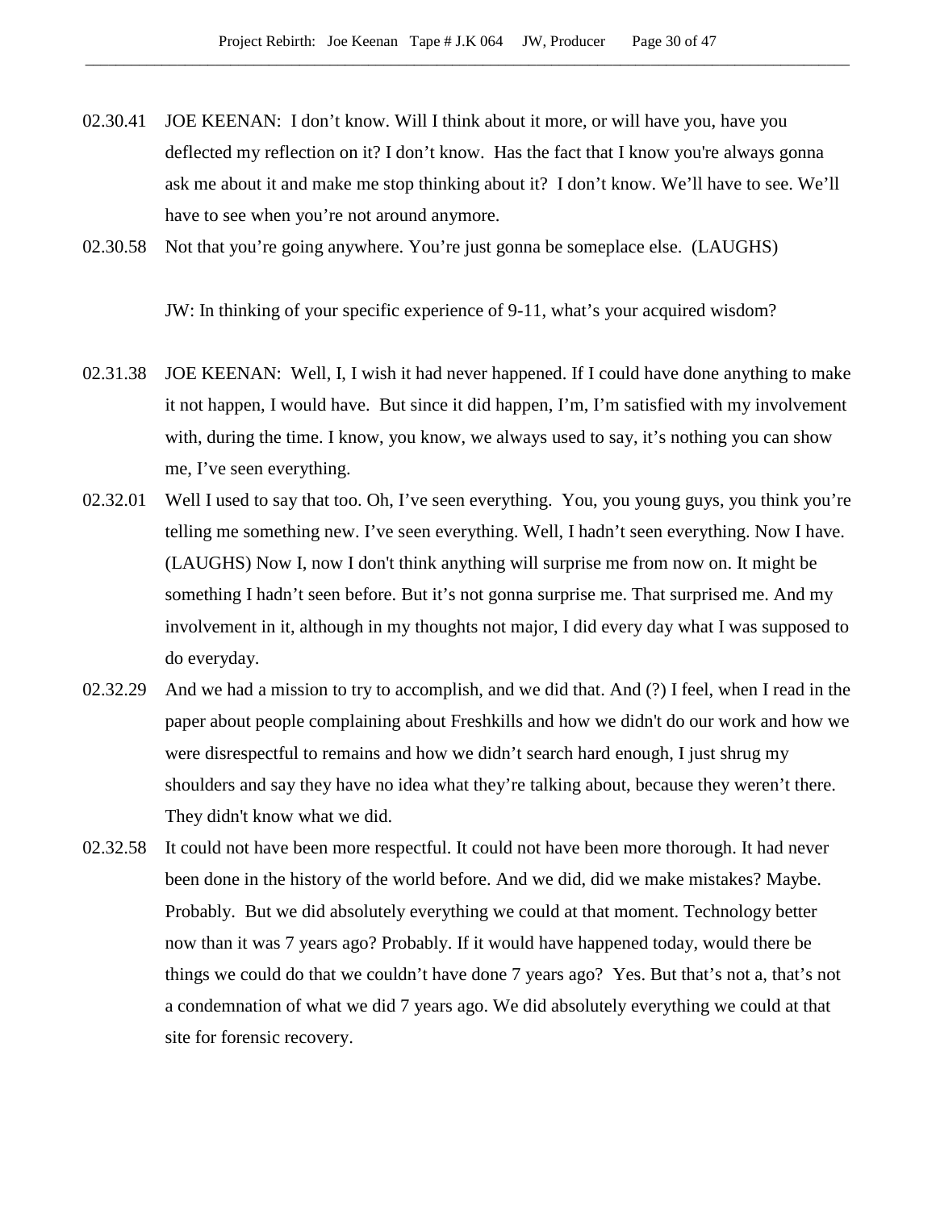02.30.41 JOE KEENAN: I don't know. Will I think about it more, or will have you, have you deflected my reflection on it? I don't know. Has the fact that I know you're always gonna ask me about it and make me stop thinking about it? I don't know. We'll have to see. We'll have to see when you're not around anymore.

02.30.58 Not that you're going anywhere. You're just gonna be someplace else. (LAUGHS)

JW: In thinking of your specific experience of 9-11, what's your acquired wisdom?

02.31.38 JOE KEENAN: Well, I, I wish it had never happened. If I could have done anything to make it not happen, I would have. But since it did happen, I'm, I'm satisfied with my involvement with, during the time. I know, you know, we always used to say, it's nothing you can show me, I've seen everything.

02.32.01 Well I used to say that too. Oh, I've seen everything. You, you young guys, you think you're telling me something new. I've seen everything. Well, I hadn't seen everything. Now I have. (LAUGHS) Now I, now I don't think anything will surprise me from now on. It might be something I hadn't seen before. But it's not gonna surprise me. That surprised me. And my involvement in it, although in my thoughts not major, I did every day what I was supposed to do everyday.

02.32.29 And we had a mission to try to accomplish, and we did that. And (?) I feel, when I read in the paper about people complaining about Freshkills and how we didn't do our work and how we were disrespectful to remains and how we didn't search hard enough, I just shrug my shoulders and say they have no idea what they're talking about, because they weren't there. They didn't know what we did.

02.32.58 It could not have been more respectful. It could not have been more thorough. It had never been done in the history of the world before. And we did, did we make mistakes? Maybe. Probably. But we did absolutely everything we could at that moment. Technology better now than it was 7 years ago? Probably. If it would have happened today, would there be things we could do that we couldn't have done 7 years ago? Yes. But that's not a, that's not a condemnation of what we did 7 years ago. We did absolutely everything we could at that site for forensic recovery.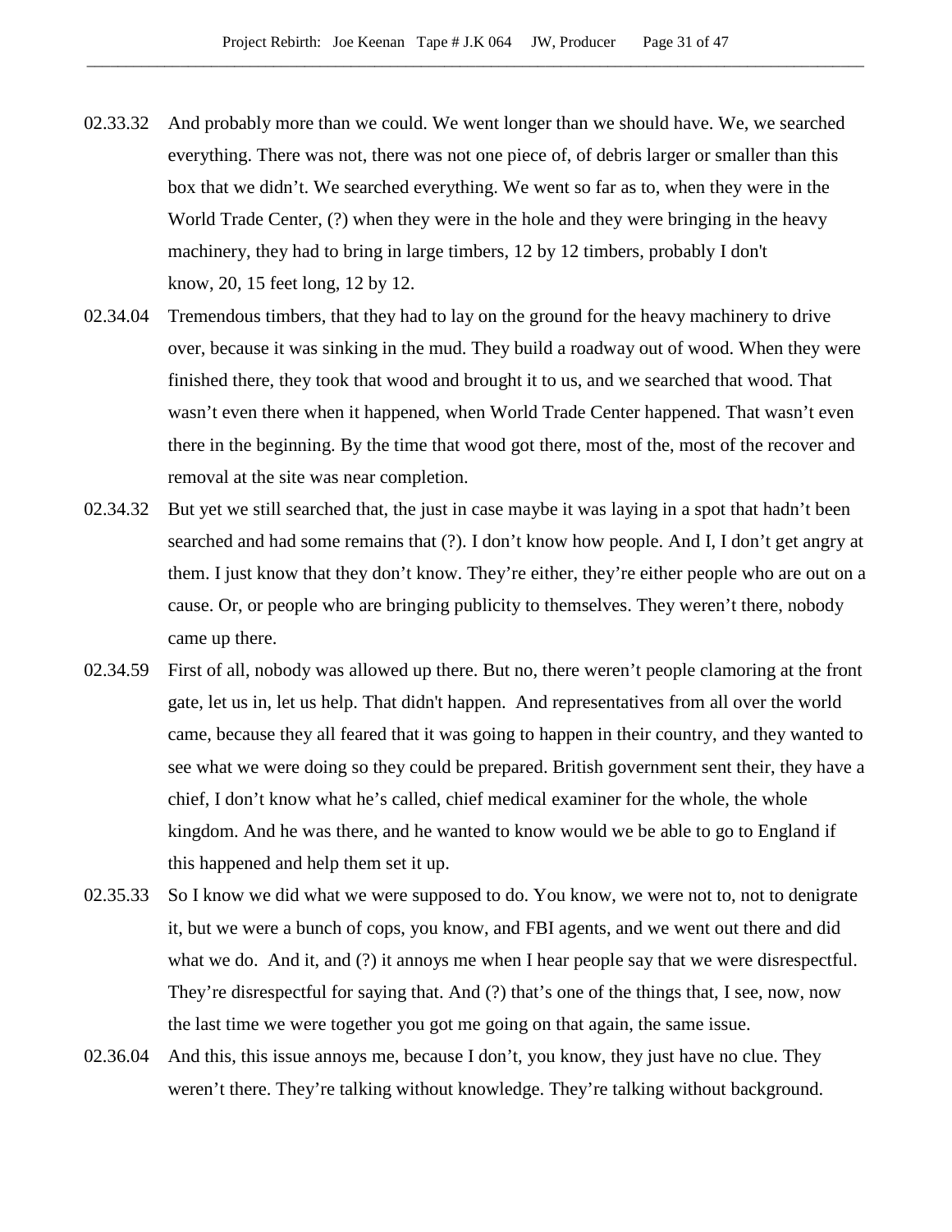02.33.32 And probably more than we could. We went longer than we should have. We, we searched everything. There was not, there was not one piece of, of debris larger or smaller than this box that we didn't. We searched everything. We went so far as to, when they were in the World Trade Center, (?) when they were in the hole and they were bringing in the heavy machinery, they had to bring in large timbers, 12 by 12 timbers, probably I don't know, 20, 15 feet long, 12 by 12.

02.34.04 Tremendous timbers, that they had to lay on the ground for the heavy machinery to drive over, because it was sinking in the mud. They build a roadway out of wood. When they were finished there, they took that wood and brought it to us, and we searched that wood. That wasn't even there when it happened, when World Trade Center happened. That wasn't even there in the beginning. By the time that wood got there, most of the, most of the recover and removal at the site was near completion.

02.34.32 But yet we still searched that, the just in case maybe it was laying in a spot that hadn't been searched and had some remains that (?). I don't know how people. And I, I don't get angry at them. I just know that they don't know. They're either, they're either people who are out on a cause. Or, or people who are bringing publicity to themselves. They weren't there, nobody came up there.

02.34.59 First of all, nobody was allowed up there. But no, there weren't people clamoring at the front gate, let us in, let us help. That didn't happen. And representatives from all over the world came, because they all feared that it was going to happen in their country, and they wanted to see what we were doing so they could be prepared. British government sent their, they have a chief, I don't know what he's called, chief medical examiner for the whole, the whole kingdom. And he was there, and he wanted to know would we be able to go to England if this happened and help them set it up.

02.35.33 So I know we did what we were supposed to do. You know, we were not to, not to denigrate it, but we were a bunch of cops, you know, and FBI agents, and we went out there and did what we do. And it, and (?) it annoys me when I hear people say that we were disrespectful. They're disrespectful for saying that. And (?) that's one of the things that, I see, now, now the last time we were together you got me going on that again, the same issue.

02.36.04 And this, this issue annoys me, because I don't, you know, they just have no clue. They weren't there. They're talking without knowledge. They're talking without background.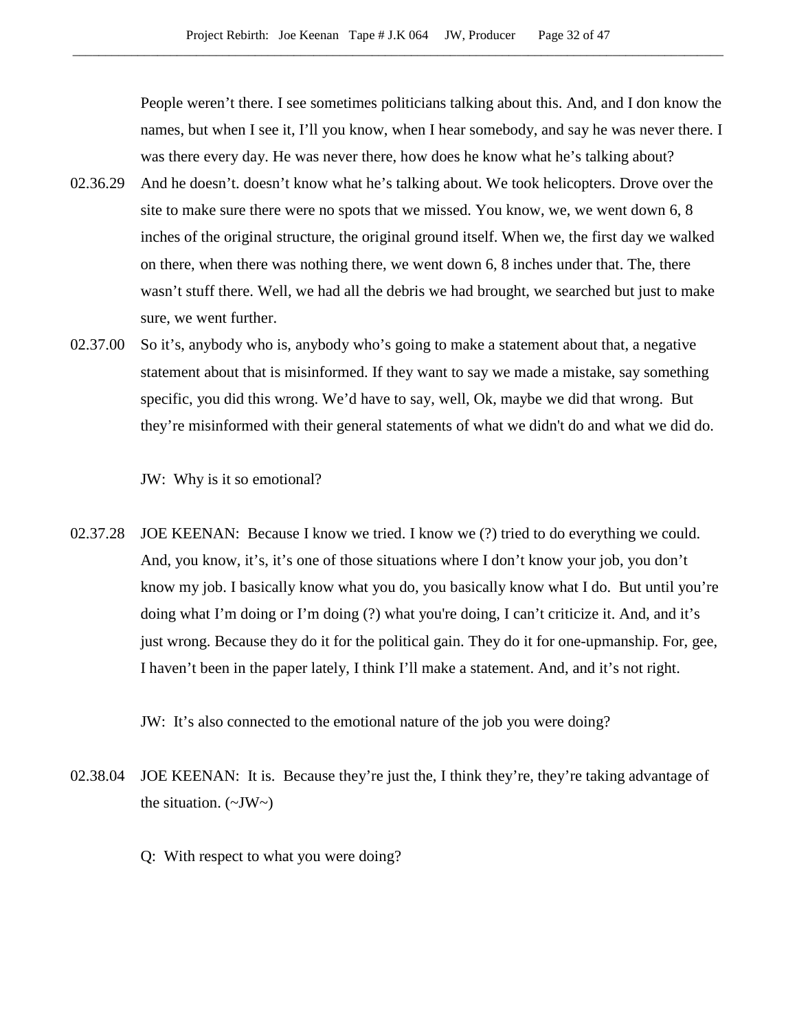People weren't there. I see sometimes politicians talking about this. And, and I don know the names, but when I see it, I'll you know, when I hear somebody, and say he was never there. I was there every day. He was never there, how does he know what he's talking about?

02.36.29 And he doesn't. doesn't know what he's talking about. We took helicopters. Drove over the site to make sure there were no spots that we missed. You know, we, we went down 6, 8 inches of the original structure, the original ground itself. When we, the first day we walked on there, when there was nothing there, we went down 6, 8 inches under that. The, there wasn't stuff there. Well, we had all the debris we had brought, we searched but just to make sure, we went further.

02.37.00 So it's, anybody who is, anybody who's going to make a statement about that, a negative statement about that is misinformed. If they want to say we made a mistake, say something specific, you did this wrong. We'd have to say, well, Ok, maybe we did that wrong. But they're misinformed with their general statements of what we didn't do and what we did do.

JW: Why is it so emotional?

02.37.28 JOE KEENAN: Because I know we tried. I know we (?) tried to do everything we could. And, you know, it's, it's one of those situations where I don't know your job, you don't know my job. I basically know what you do, you basically know what I do. But until you're doing what I'm doing or I'm doing (?) what you're doing, I can't criticize it. And, and it's just wrong. Because they do it for the political gain. They do it for one-upmanship. For, gee, I haven't been in the paper lately, I think I'll make a statement. And, and it's not right.

JW: It's also connected to the emotional nature of the job you were doing?

02.38.04 JOE KEENAN: It is. Because they're just the, I think they're, they're taking advantage of the situation. (~JW~)

Q: With respect to what you were doing?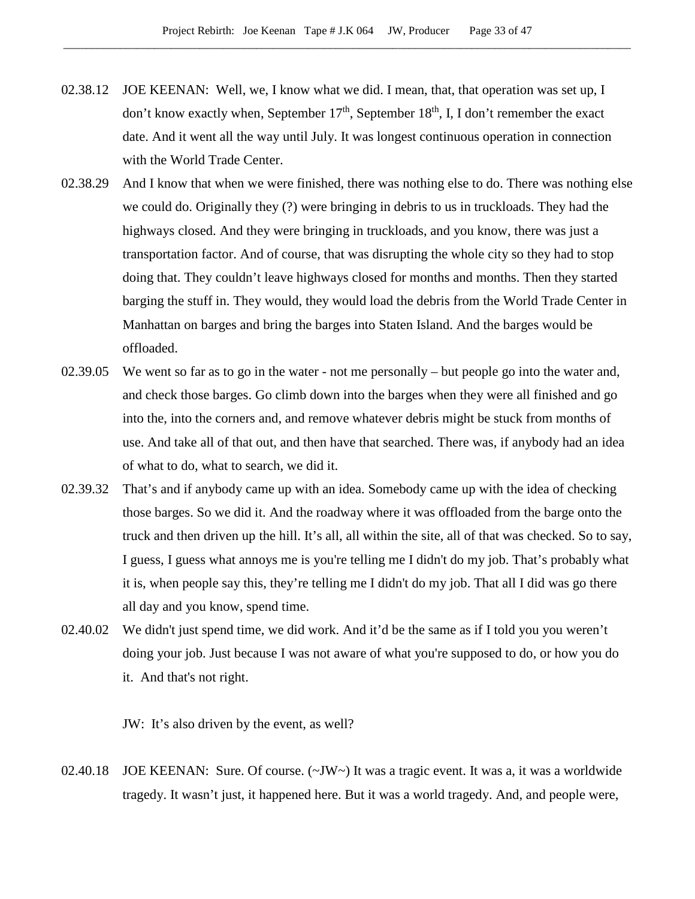02.38.12 JOE KEENAN: Well, we, I know what we did. I mean, that, that operation was set up, I don't know exactly when, September 17th, September 18th, I, I don't remember the exact date. And it went all the way until July. It was longest continuous operation in connection with the World Trade Center.

02.38.29 And I know that when we were finished, there was nothing else to do. There was nothing else we could do. Originally they (?) were bringing in debris to us in truckloads. They had the highways closed. And they were bringing in truckloads, and you know, there was just a transportation factor. And of course, that was disrupting the whole city so they had to stop doing that. They couldn't leave highways closed for months and months. Then they started barging the stuff in. They would, they would load the debris from the World Trade Center in Manhattan on barges and bring the barges into Staten Island. And the barges would be offloaded.

02.39.05 We went so far as to go in the water - not me personally – but people go into the water and, and check those barges. Go climb down into the barges when they were all finished and go into the, into the corners and, and remove whatever debris might be stuck from months of use. And take all of that out, and then have that searched. There was, if anybody had an idea of what to do, what to search, we did it.

02.39.32 That's and if anybody came up with an idea. Somebody came up with the idea of checking those barges. So we did it. And the roadway where it was offloaded from the barge onto the truck and then driven up the hill. It's all, all within the site, all of that was checked. So to say, I guess, I guess what annoys me is you're telling me I didn't do my job. That's probably what it is, when people say this, they're telling me I didn't do my job. That all I did was go there all day and you know, spend time.

02.40.02 We didn't just spend time, we did work. And it'd be the same as if I told you you weren't doing your job. Just because I was not aware of what you're supposed to do, or how you do it. And that's not right.

JW: It's also driven by the event, as well?

02.40.18 JOE KEENAN: Sure. Of course. (~JW~) It was a tragic event. It was a, it was a worldwide tragedy. It wasn't just, it happened here. But it was a world tragedy. And, and people were,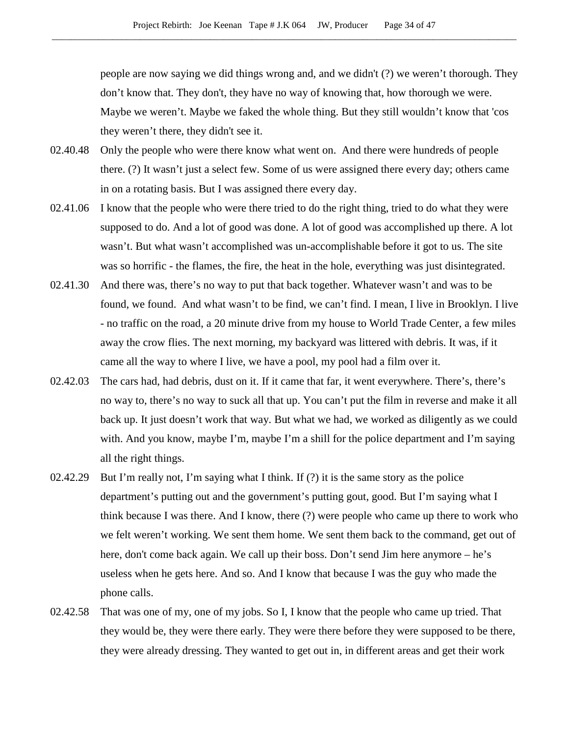people are now saying we did things wrong and, and we didn't (?) we weren't thorough. They don't know that. They don't, they have no way of knowing that, how thorough we were. Maybe we weren't. Maybe we faked the whole thing. But they still wouldn't know that 'cos they weren't there, they didn't see it.

02.40.48 Only the people who were there know what went on. And there were hundreds of people there. (?) It wasn't just a select few. Some of us were assigned there every day; others came in on a rotating basis. But I was assigned there every day.

02.41.06 I know that the people who were there tried to do the right thing, tried to do what they were supposed to do. And a lot of good was done. A lot of good was accomplished up there. A lot wasn't. But what wasn't accomplished was un-accomplishable before it got to us. The site was so horrific - the flames, the fire, the heat in the hole, everything was just disintegrated.

02.41.30 And there was, there's no way to put that back together. Whatever wasn't and was to be found, we found. And what wasn't to be find, we can't find. I mean, I live in Brooklyn. I live - no traffic on the road, a 20 minute drive from my house to World Trade Center, a few miles away the crow flies. The next morning, my backyard was littered with debris. It was, if it came all the way to where I live, we have a pool, my pool had a film over it.

02.42.03 The cars had, had debris, dust on it. If it came that far, it went everywhere. There's, there's no way to, there's no way to suck all that up. You can't put the film in reverse and make it all back up. It just doesn't work that way. But what we had, we worked as diligently as we could with. And you know, maybe I'm, maybe I'm a shill for the police department and I'm saying all the right things.

02.42.29 But I'm really not, I'm saying what I think. If (?) it is the same story as the police department's putting out and the government's putting gout, good. But I'm saying what I think because I was there. And I know, there (?) were people who came up there to work who we felt weren't working. We sent them home. We sent them back to the command, get out of here, don't come back again. We call up their boss. Don't send Jim here anymore – he's useless when he gets here. And so. And I know that because I was the guy who made the phone calls.

02.42.58 That was one of my, one of my jobs. So I, I know that the people who came up tried. That they would be, they were there early. They were there before they were supposed to be there, they were already dressing. They wanted to get out in, in different areas and get their work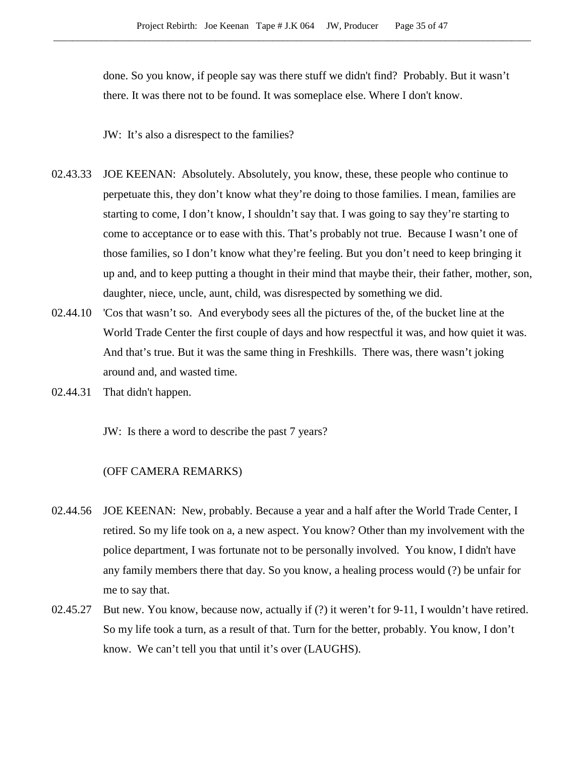done. So you know, if people say was there stuff we didn't find? Probably. But it wasn't there. It was there not to be found. It was someplace else. Where I don't know.

JW: It's also a disrespect to the families?

02.43.33 JOE KEENAN: Absolutely. Absolutely, you know, these, these people who continue to perpetuate this, they don't know what they're doing to those families. I mean, families are starting to come, I don't know, I shouldn't say that. I was going to say they're starting to come to acceptance or to ease with this. That's probably not true. Because I wasn't one of those families, so I don't know what they're feeling. But you don't need to keep bringing it up and, and to keep putting a thought in their mind that maybe their, their father, mother, son, daughter, niece, uncle, aunt, child, was disrespected by something we did.

02.44.10 'Cos that wasn't so. And everybody sees all the pictures of the, of the bucket line at the World Trade Center the first couple of days and how respectful it was, and how quiet it was. And that's true. But it was the same thing in Freshkills. There was, there wasn't joking around and, and wasted time.

02.44.31 That didn't happen.

JW: Is there a word to describe the past 7 years?

(OFF CAMERA REMARKS)

02.44.56 JOE KEENAN: New, probably. Because a year and a half after the World Trade Center, I retired. So my life took on a, a new aspect. You know? Other than my involvement with the police department, I was fortunate not to be personally involved. You know, I didn't have any family members there that day. So you know, a healing process would (?) be unfair for me to say that.

02.45.27 But new. You know, because now, actually if (?) it weren't for 9-11, I wouldn't have retired. So my life took a turn, as a result of that. Turn for the better, probably. You know, I don't know. We can't tell you that until it's over (LAUGHS).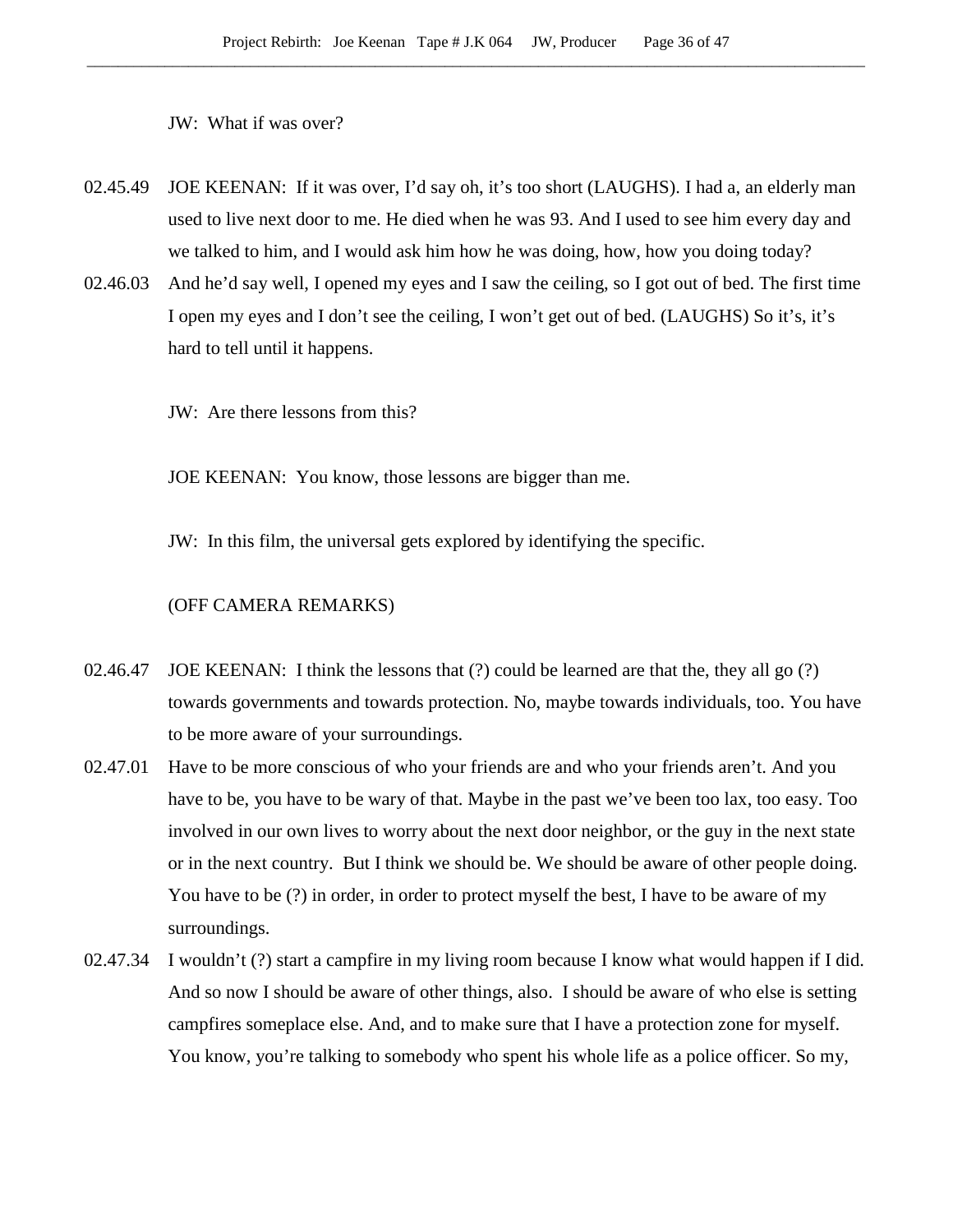JW: What if was over?

02.45.49 JOE KEENAN: If it was over, I'd say oh, it's too short (LAUGHS). I had a, an elderly man used to live next door to me. He died when he was 93. And I used to see him every day and we talked to him, and I would ask him how he was doing, how, how you doing today?

02.46.03 And he'd say well, I opened my eyes and I saw the ceiling, so I got out of bed. The first time I open my eyes and I don't see the ceiling, I won't get out of bed. (LAUGHS) So it's, it's hard to tell until it happens.

JW: Are there lessons from this?

JOE KEENAN: You know, those lessons are bigger than me.

JW: In this film, the universal gets explored by identifying the specific.

(OFF CAMERA REMARKS)

02.46.47 JOE KEENAN: I think the lessons that (?) could be learned are that the, they all go (?) towards governments and towards protection. No, maybe towards individuals, too. You have to be more aware of your surroundings.

02.47.01 Have to be more conscious of who your friends are and who your friends aren't. And you have to be, you have to be wary of that. Maybe in the past we've been too lax, too easy. Too involved in our own lives to worry about the next door neighbor, or the guy in the next state or in the next country. But I think we should be. We should be aware of other people doing. You have to be (?) in order, in order to protect myself the best, I have to be aware of my surroundings.

02.47.34 I wouldn't (?) start a campfire in my living room because I know what would happen if I did. And so now I should be aware of other things, also. I should be aware of who else is setting campfires someplace else. And, and to make sure that I have a protection zone for myself. You know, you're talking to somebody who spent his whole life as a police officer. So my,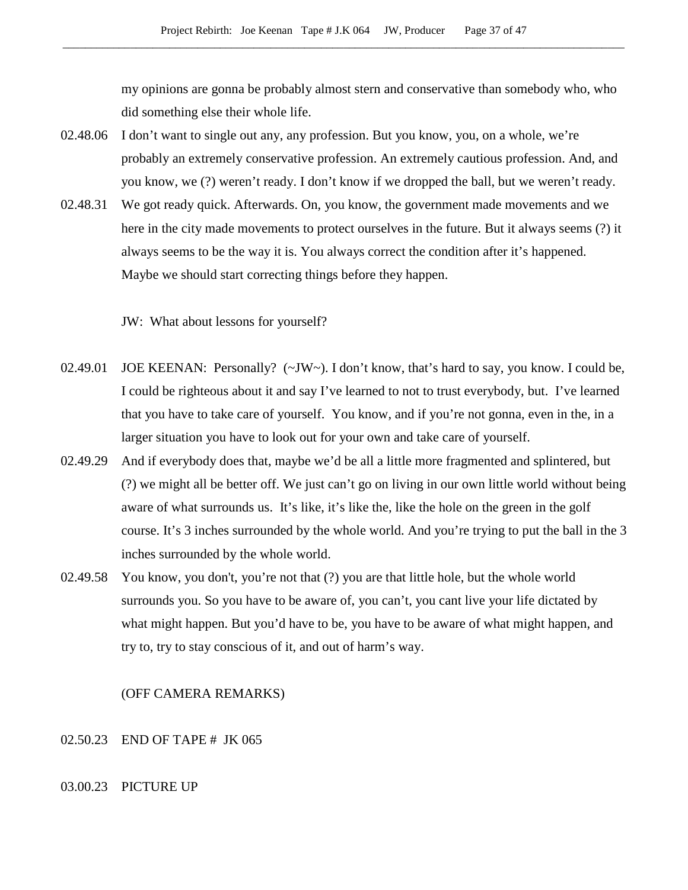my opinions are gonna be probably almost stern and conservative than somebody who, who did something else their whole life.

02.48.06 I don't want to single out any, any profession. But you know, you, on a whole, we're probably an extremely conservative profession. An extremely cautious profession. And, and you know, we (?) weren't ready. I don't know if we dropped the ball, but we weren't ready.

02.48.31 We got ready quick. Afterwards. On, you know, the government made movements and we here in the city made movements to protect ourselves in the future. But it always seems (?) it always seems to be the way it is. You always correct the condition after it's happened. Maybe we should start correcting things before they happen.

JW: What about lessons for yourself?

02.49.01 JOE KEENAN: Personally? (~JW~). I don't know, that's hard to say, you know. I could be, I could be righteous about it and say I've learned to not to trust everybody, but. I've learned that you have to take care of yourself. You know, and if you're not gonna, even in the, in a larger situation you have to look out for your own and take care of yourself.

02.49.29 And if everybody does that, maybe we'd be all a little more fragmented and splintered, but (?) we might all be better off. We just can't go on living in our own little world without being aware of what surrounds us. It's like, it's like the, like the hole on the green in the golf course. It's 3 inches surrounded by the whole world. And you're trying to put the ball in the 3 inches surrounded by the whole world.

02.49.58 You know, you don't, you're not that (?) you are that little hole, but the whole world surrounds you. So you have to be aware of, you can't, you cant live your life dictated by what might happen. But you'd have to be, you have to be aware of what might happen, and try to, try to stay conscious of it, and out of harm's way.

(OFF CAMERA REMARKS)

02.50.23 END OF TAPE # JK 065

03.00.23 PICTURE UP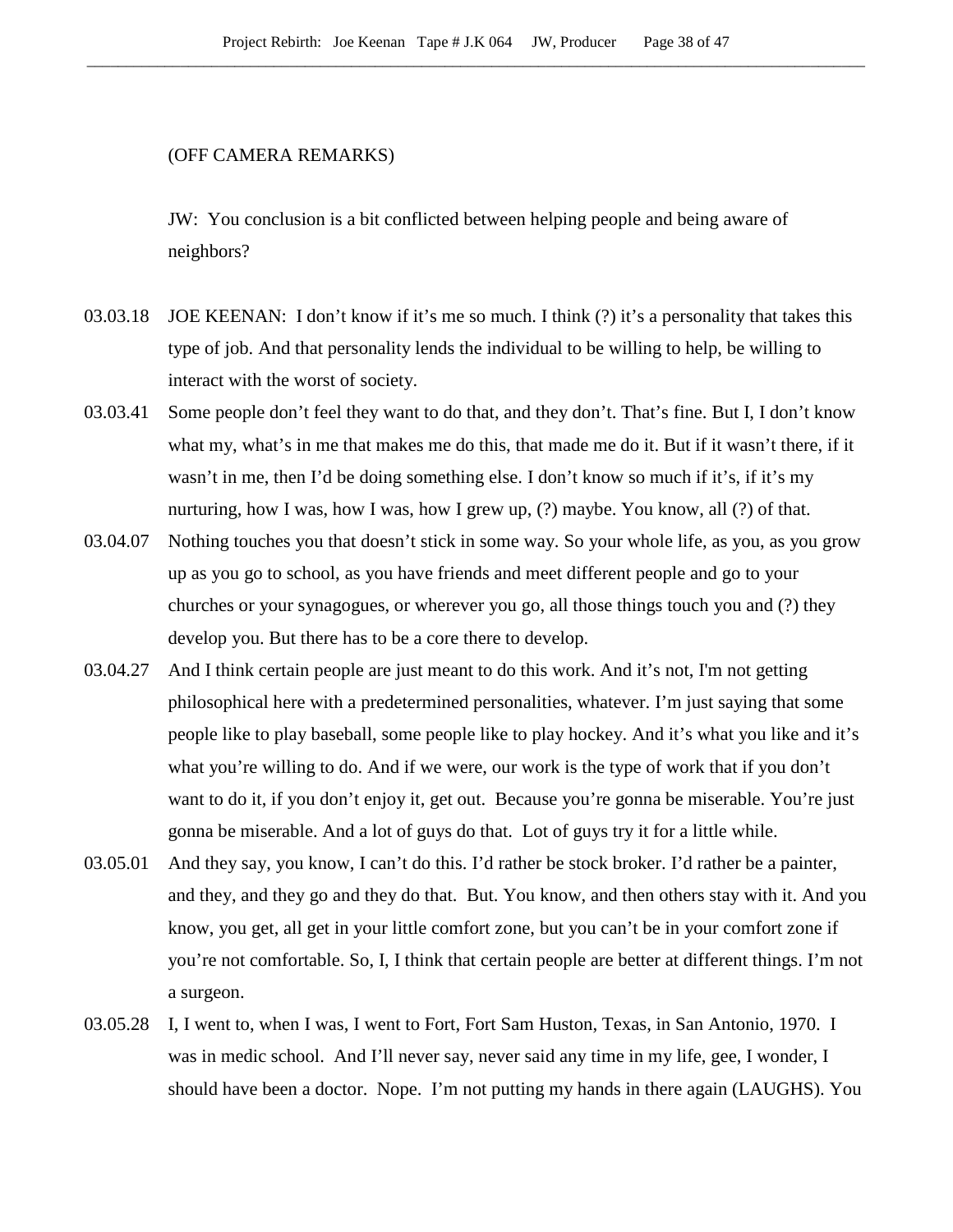(OFF CAMERA REMARKS)

JW: You conclusion is a bit conflicted between helping people and being aware of neighbors?

03.03.18 JOE KEENAN: I don't know if it's me so much. I think (?) it's a personality that takes this type of job. And that personality lends the individual to be willing to help, be willing to interact with the worst of society.

03.03.41 Some people don't feel they want to do that, and they don't. That's fine. But I, I don't know what my, what's in me that makes me do this, that made me do it. But if it wasn't there, if it wasn't in me, then I'd be doing something else. I don't know so much if it's, if it's my nurturing, how I was, how I was, how I grew up, (?) maybe. You know, all (?) of that.

03.04.07 Nothing touches you that doesn't stick in some way. So your whole life, as you, as you grow up as you go to school, as you have friends and meet different people and go to your churches or your synagogues, or wherever you go, all those things touch you and (?) they develop you. But there has to be a core there to develop.

03.04.27 And I think certain people are just meant to do this work. And it's not, I'm not getting philosophical here with a predetermined personalities, whatever. I'm just saying that some people like to play baseball, some people like to play hockey. And it's what you like and it's what you're willing to do. And if we were, our work is the type of work that if you don't want to do it, if you don't enjoy it, get out. Because you're gonna be miserable. You're just gonna be miserable. And a lot of guys do that. Lot of guys try it for a little while.

03.05.01 And they say, you know, I can't do this. I'd rather be stock broker. I'd rather be a painter, and they, and they go and they do that. But. You know, and then others stay with it. And you know, you get, all get in your little comfort zone, but you can't be in your comfort zone if you're not comfortable. So, I, I think that certain people are better at different things. I'm not a surgeon.

03.05.28 I, I went to, when I was, I went to Fort, Fort Sam Huston, Texas, in San Antonio, 1970. I was in medic school. And I'll never say, never said any time in my life, gee, I wonder, I should have been a doctor. Nope. I'm not putting my hands in there again (LAUGHS). You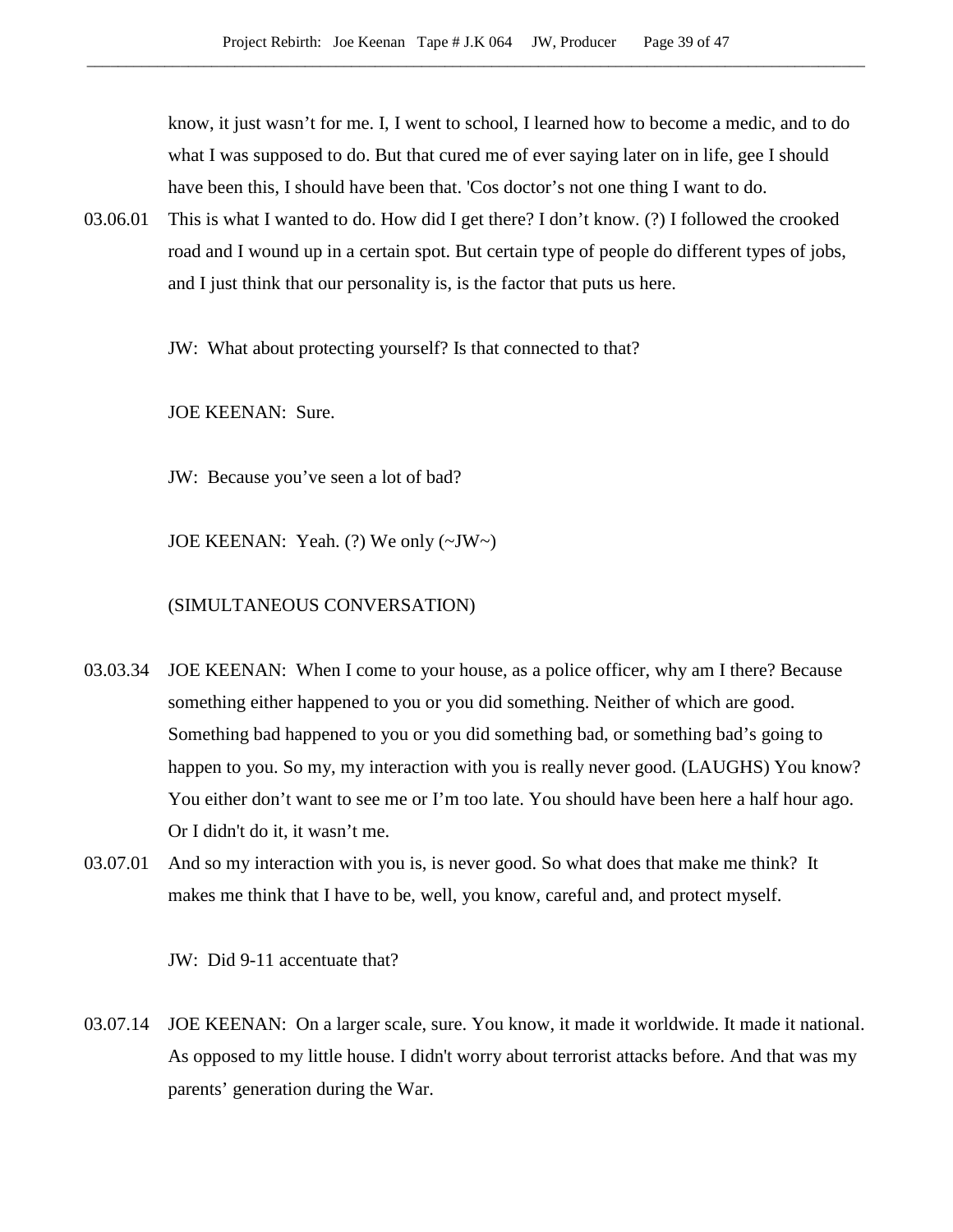know, it just wasn't for me. I, I went to school, I learned how to become a medic, and to do what I was supposed to do. But that cured me of ever saying later on in life, gee I should have been this, I should have been that. 'Cos doctor's not one thing I want to do.

03.06.01 This is what I wanted to do. How did I get there? I don't know. (?) I followed the crooked road and I wound up in a certain spot. But certain type of people do different types of jobs, and I just think that our personality is, is the factor that puts us here.

JW: What about protecting yourself? Is that connected to that?

JOE KEENAN: Sure.

JW: Because you've seen a lot of bad?

JOE KEENAN: Yeah. (?) We only (~JW~)

(SIMULTANEOUS CONVERSATION)

03.03.34 JOE KEENAN: When I come to your house, as a police officer, why am I there? Because something either happened to you or you did something. Neither of which are good. Something bad happened to you or you did something bad, or something bad's going to happen to you. So my, my interaction with you is really never good. (LAUGHS) You know? You either don't want to see me or I'm too late. You should have been here a half hour ago. Or I didn't do it, it wasn't me.

03.07.01 And so my interaction with you is, is never good. So what does that make me think? It makes me think that I have to be, well, you know, careful and, and protect myself.

JW: Did 9-11 accentuate that?

03.07.14 JOE KEENAN: On a larger scale, sure. You know, it made it worldwide. It made it national. As opposed to my little house. I didn't worry about terrorist attacks before. And that was my parents' generation during the War.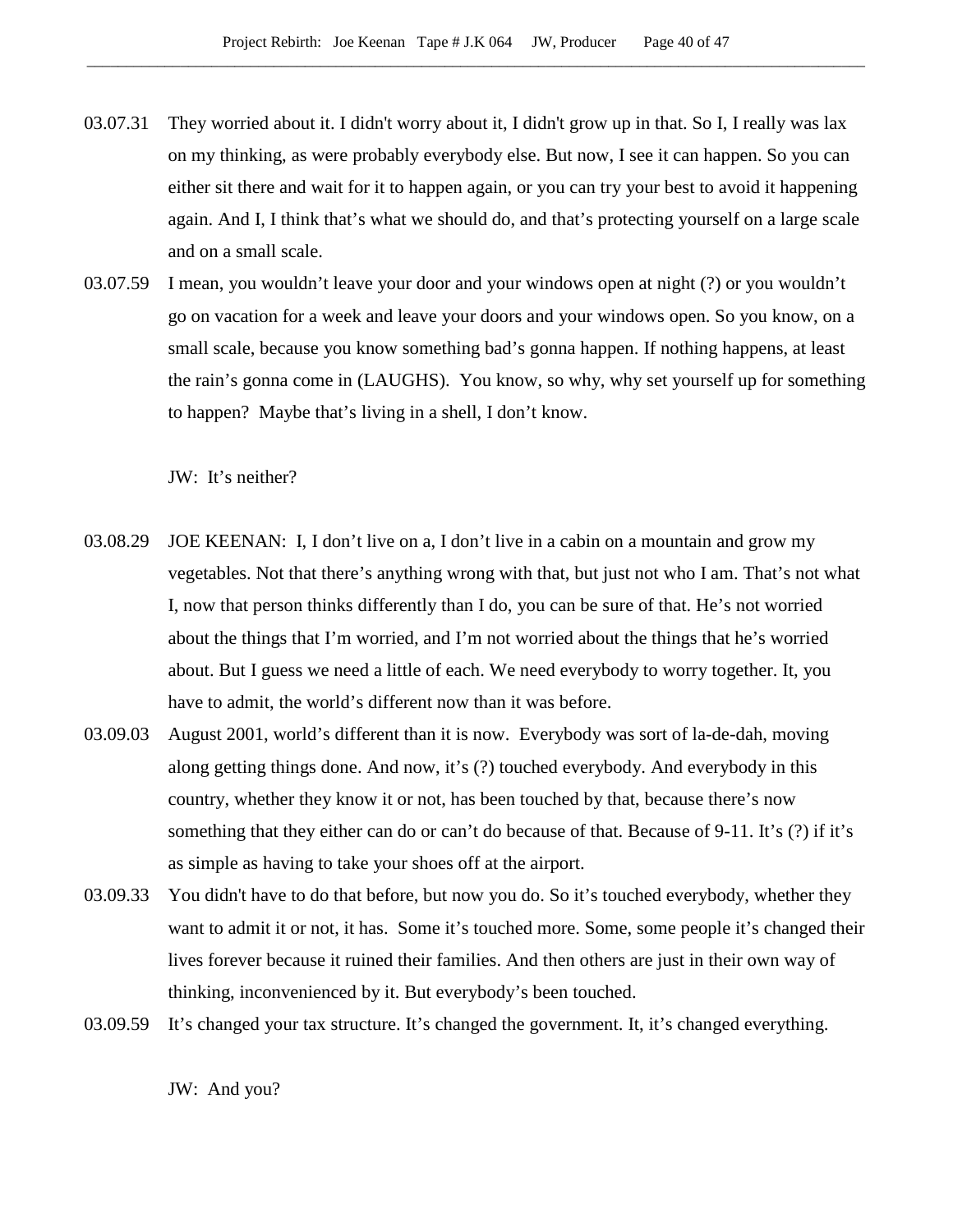03.07.31 They worried about it. I didn't worry about it, I didn't grow up in that. So I, I really was lax on my thinking, as were probably everybody else. But now, I see it can happen. So you can either sit there and wait for it to happen again, or you can try your best to avoid it happening again. And I, I think that's what we should do, and that's protecting yourself on a large scale and on a small scale.

03.07.59 I mean, you wouldn't leave your door and your windows open at night (?) or you wouldn't go on vacation for a week and leave your doors and your windows open. So you know, on a small scale, because you know something bad's gonna happen. If nothing happens, at least the rain's gonna come in (LAUGHS). You know, so why, why set yourself up for something to happen? Maybe that's living in a shell, I don't know.

JW: It's neither?

03.08.29 JOE KEENAN: I, I don't live on a, I don't live in a cabin on a mountain and grow my vegetables. Not that there's anything wrong with that, but just not who I am. That's not what I, now that person thinks differently than I do, you can be sure of that. He's not worried about the things that I'm worried, and I'm not worried about the things that he's worried about. But I guess we need a little of each. We need everybody to worry together. It, you have to admit, the world's different now than it was before.

03.09.03 August 2001, world's different than it is now. Everybody was sort of la-de-dah, moving along getting things done. And now, it's (?) touched everybody. And everybody in this country, whether they know it or not, has been touched by that, because there's now something that they either can do or can't do because of that. Because of 9-11. It's (?) if it's as simple as having to take your shoes off at the airport.

03.09.33 You didn't have to do that before, but now you do. So it's touched everybody, whether they want to admit it or not, it has. Some it's touched more. Some, some people it's changed their lives forever because it ruined their families. And then others are just in their own way of thinking, inconvenienced by it. But everybody's been touched.

03.09.59 It's changed your tax structure. It's changed the government. It, it's changed everything.

JW: And you?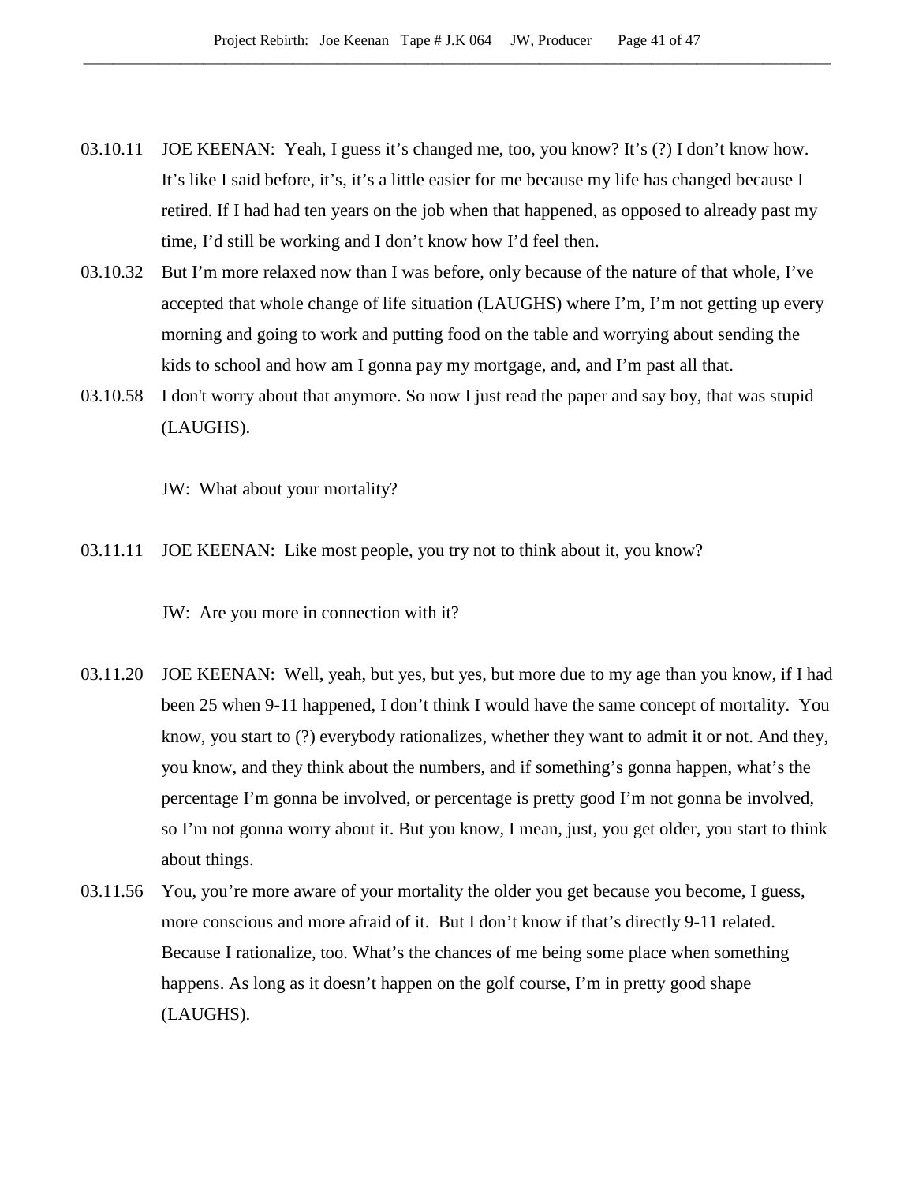03.10.11 JOE KEENAN: Yeah, I guess it's changed me, too, you know? It's (?) I don't know how. It's like I said before, it's, it's a little easier for me because my life has changed because I retired. If I had had ten years on the job when that happened, as opposed to already past my time, I'd still be working and I don't know how I'd feel then.

03.10.32 But I'm more relaxed now than I was before, only because of the nature of that whole, I've accepted that whole change of life situation (LAUGHS) where I'm, I'm not getting up every morning and going to work and putting food on the table and worrying about sending the kids to school and how am I gonna pay my mortgage, and, and I'm past all that.

03.10.58 I don't worry about that anymore. So now I just read the paper and say boy, that was stupid (LAUGHS).

JW: What about your mortality?

03.11.11 JOE KEENAN: Like most people, you try not to think about it, you know?

JW: Are you more in connection with it?

03.11.20 JOE KEENAN: Well, yeah, but yes, but yes, but more due to my age than you know, if I had been 25 when 9-11 happened, I don't think I would have the same concept of mortality. You know, you start to (?) everybody rationalizes, whether they want to admit it or not. And they, you know, and they think about the numbers, and if something's gonna happen, what's the percentage I'm gonna be involved, or percentage is pretty good I'm not gonna be involved, so I'm not gonna worry about it. But you know, I mean, just, you get older, you start to think about things.

03.11.56 You, you're more aware of your mortality the older you get because you become, I guess, more conscious and more afraid of it. But I don't know if that's directly 9-11 related. Because I rationalize, too. What's the chances of me being some place when something happens. As long as it doesn't happen on the golf course, I'm in pretty good shape (LAUGHS).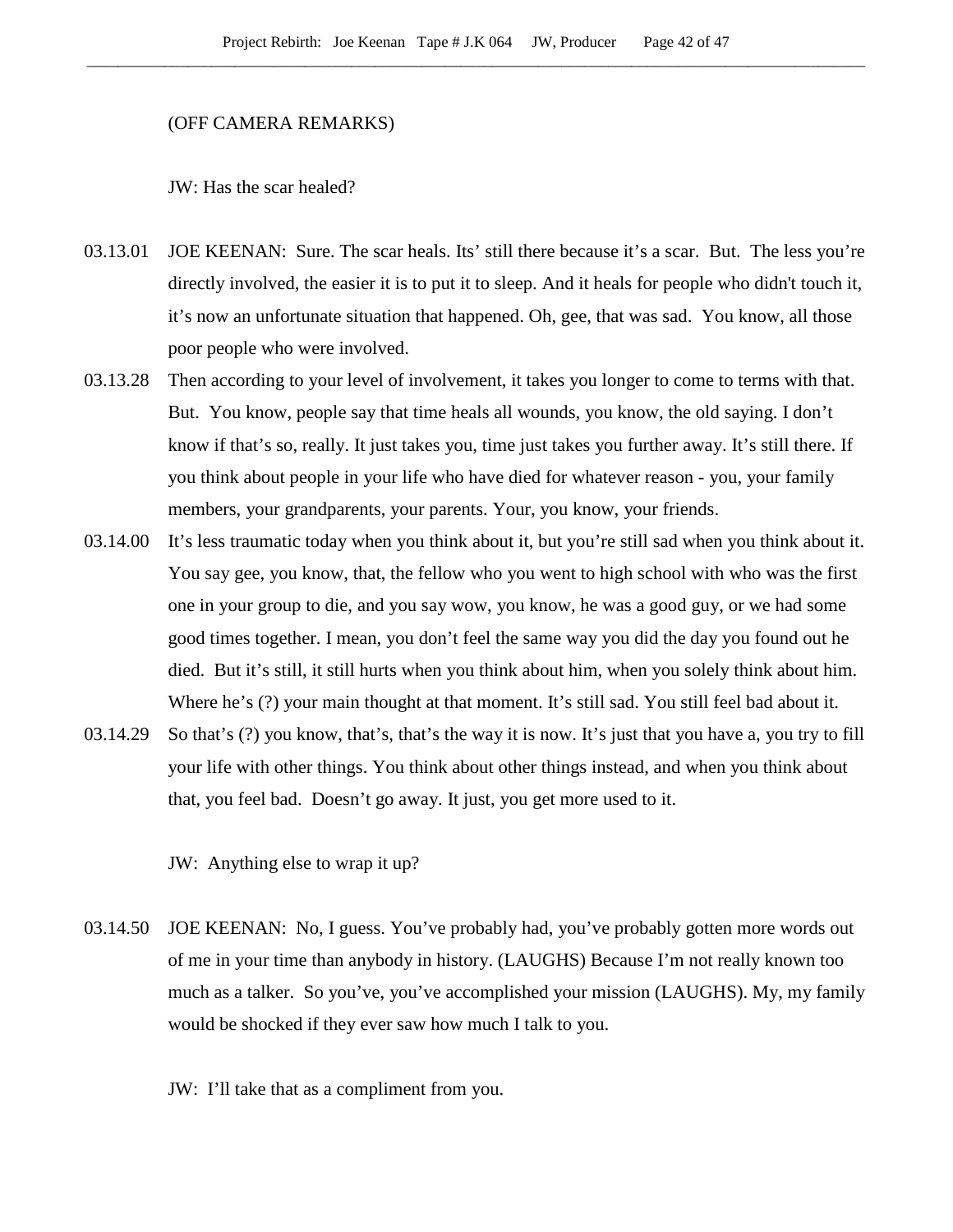(OFF CAMERA REMARKS)

JW: Has the scar healed?

03.13.01 JOE KEENAN: Sure. The scar heals. Its' still there because it's a scar. But. The less you're directly involved, the easier it is to put it to sleep. And it heals for people who didn't touch it, it's now an unfortunate situation that happened. Oh, gee, that was sad. You know, all those poor people who were involved.

03.13.28 Then according to your level of involvement, it takes you longer to come to terms with that. But. You know, people say that time heals all wounds, you know, the old saying. I don't know if that's so, really. It just takes you, time just takes you further away. It's still there. If you think about people in your life who have died for whatever reason - you, your family members, your grandparents, your parents. Your, you know, your friends.

03.14.00 It's less traumatic today when you think about it, but you're still sad when you think about it. You say gee, you know, that, the fellow who you went to high school with who was the first one in your group to die, and you say wow, you know, he was a good guy, or we had some good times together. I mean, you don't feel the same way you did the day you found out he died. But it's still, it still hurts when you think about him, when you solely think about him. Where he's (?) your main thought at that moment. It's still sad. You still feel bad about it.

03.14.29 So that's (?) you know, that's, that's the way it is now. It's just that you have a, you try to fill your life with other things. You think about other things instead, and when you think about that, you feel bad. Doesn't go away. It just, you get more used to it.

JW: Anything else to wrap it up?

03.14.50 JOE KEENAN: No, I guess. You've probably had, you've probably gotten more words out of me in your time than anybody in history. (LAUGHS) Because I'm not really known too much as a talker. So you've, you've accomplished your mission (LAUGHS). My, my family would be shocked if they ever saw how much I talk to you.

JW: I'll take that as a compliment from you.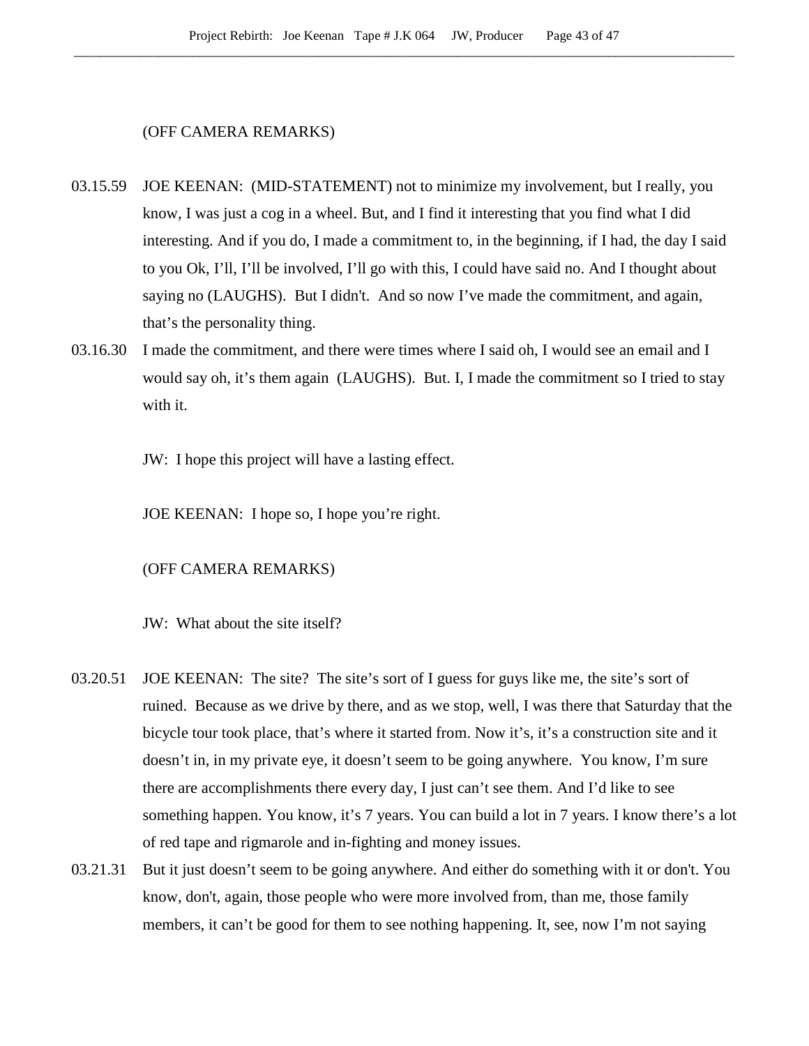(OFF CAMERA REMARKS)

03.15.59 JOE KEENAN: (MID-STATEMENT) not to minimize my involvement, but I really, you know, I was just a cog in a wheel. But, and I find it interesting that you find what I did interesting. And if you do, I made a commitment to, in the beginning, if I had, the day I said to you Ok, I'll, I'll be involved, I'll go with this, I could have said no. And I thought about saying no (LAUGHS). But I didn't. And so now I've made the commitment, and again, that's the personality thing.

03.16.30 I made the commitment, and there were times where I said oh, I would see an email and I would say oh, it's them again (LAUGHS). But. I, I made the commitment so I tried to stay with it.

JW: I hope this project will have a lasting effect.

JOE KEENAN: I hope so, I hope you're right.

(OFF CAMERA REMARKS)

JW: What about the site itself?

03.20.51 JOE KEENAN: The site? The site's sort of I guess for guys like me, the site's sort of ruined. Because as we drive by there, and as we stop, well, I was there that Saturday that the bicycle tour took place, that's where it started from. Now it's, it's a construction site and it doesn't in, in my private eye, it doesn't seem to be going anywhere. You know, I'm sure there are accomplishments there every day, I just can't see them. And I'd like to see something happen. You know, it's 7 years. You can build a lot in 7 years. I know there's a lot of red tape and rigmarole and in-fighting and money issues.

03.21.31 But it just doesn't seem to be going anywhere. And either do something with it or don't. You know, don't, again, those people who were more involved from, than me, those family members, it can't be good for them to see nothing happening. It, see, now I'm not saying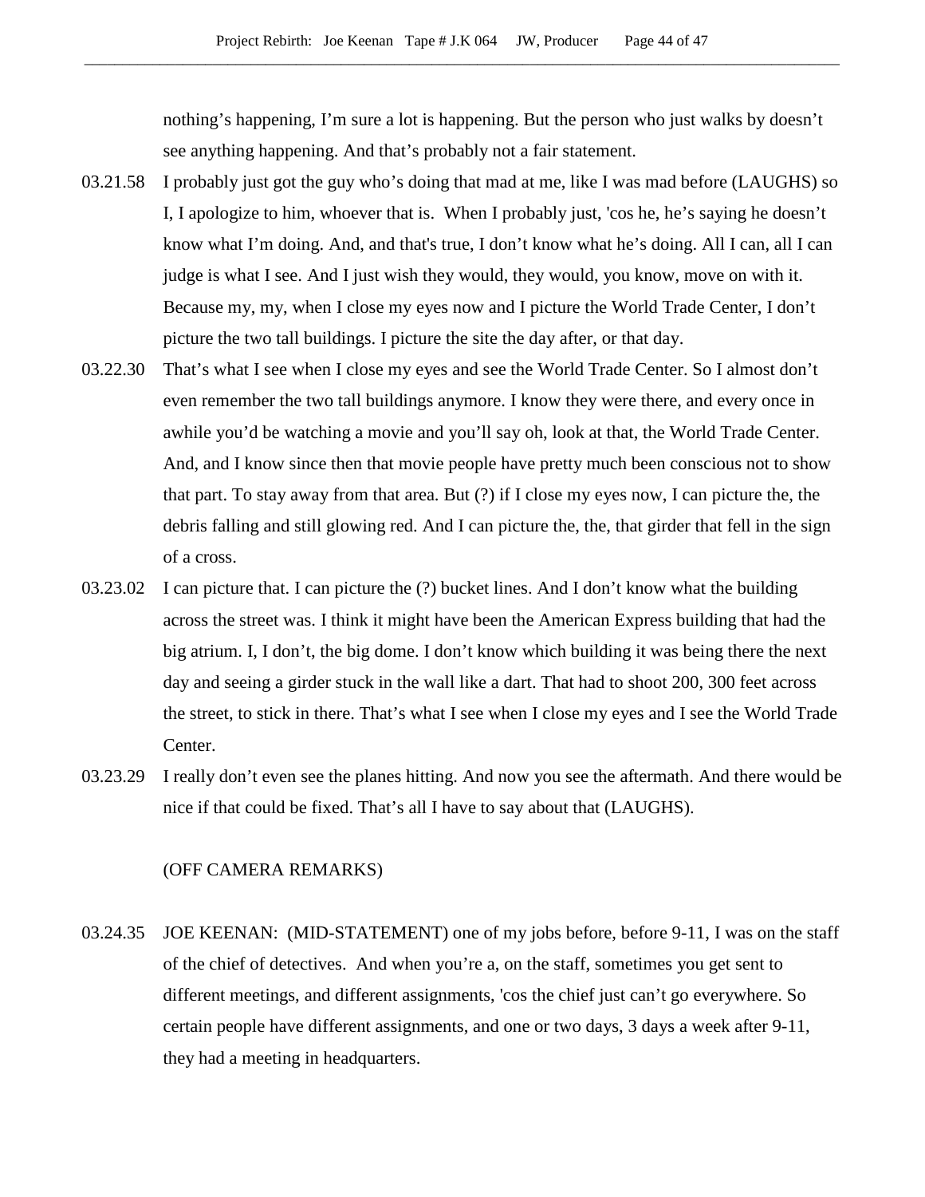nothing's happening, I'm sure a lot is happening. But the person who just walks by doesn't see anything happening. And that's probably not a fair statement.

03.21.58 I probably just got the guy who's doing that mad at me, like I was mad before (LAUGHS) so I, I apologize to him, whoever that is. When I probably just, 'cos he, he's saying he doesn't know what I'm doing. And, and that's true, I don't know what he's doing. All I can, all I can judge is what I see. And I just wish they would, they would, you know, move on with it. Because my, my, when I close my eyes now and I picture the World Trade Center, I don't picture the two tall buildings. I picture the site the day after, or that day.

03.22.30 That's what I see when I close my eyes and see the World Trade Center. So I almost don't even remember the two tall buildings anymore. I know they were there, and every once in awhile you'd be watching a movie and you'll say oh, look at that, the World Trade Center. And, and I know since then that movie people have pretty much been conscious not to show that part. To stay away from that area. But (?) if I close my eyes now, I can picture the, the debris falling and still glowing red. And I can picture the, the, that girder that fell in the sign of a cross.

03.23.02 I can picture that. I can picture the (?) bucket lines. And I don't know what the building across the street was. I think it might have been the American Express building that had the big atrium. I, I don't, the big dome. I don't know which building it was being there the next day and seeing a girder stuck in the wall like a dart. That had to shoot 200, 300 feet across the street, to stick in there. That's what I see when I close my eyes and I see the World Trade Center.

03.23.29 I really don't even see the planes hitting. And now you see the aftermath. And there would be nice if that could be fixed. That's all I have to say about that (LAUGHS).

(OFF CAMERA REMARKS)

03.24.35 JOE KEENAN: (MID-STATEMENT) one of my jobs before, before 9-11, I was on the staff of the chief of detectives. And when you're a, on the staff, sometimes you get sent to different meetings, and different assignments, 'cos the chief just can't go everywhere. So certain people have different assignments, and one or two days, 3 days a week after 9-11, they had a meeting in headquarters.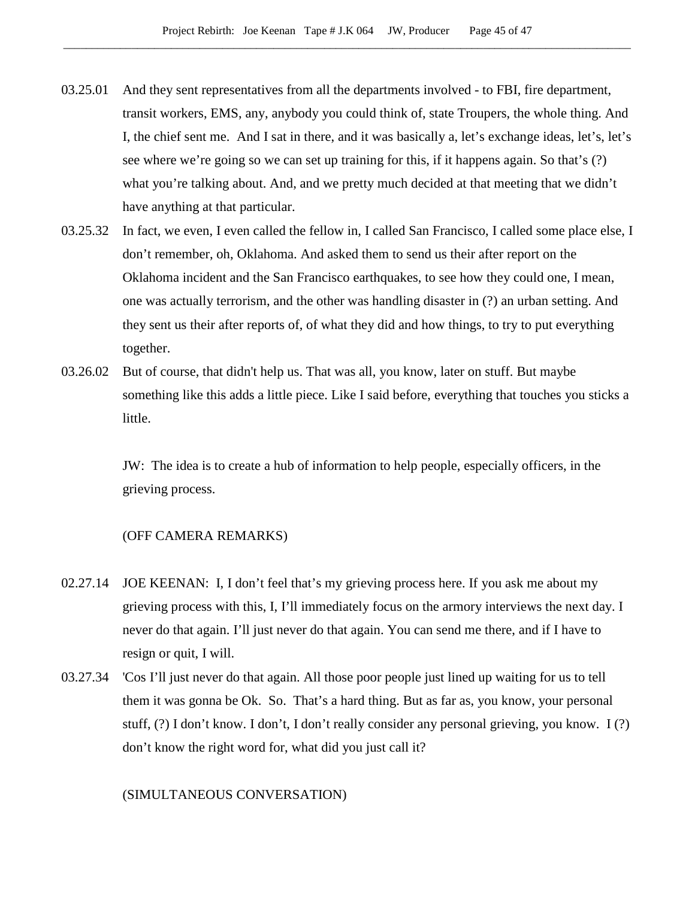03.25.01 And they sent representatives from all the departments involved - to FBI, fire department, transit workers, EMS, any, anybody you could think of, state Troupers, the whole thing. And I, the chief sent me. And I sat in there, and it was basically a, let's exchange ideas, let's, let's see where we're going so we can set up training for this, if it happens again. So that's (?) what you're talking about. And, and we pretty much decided at that meeting that we didn't have anything at that particular.

03.25.32 In fact, we even, I even called the fellow in, I called San Francisco, I called some place else, I don't remember, oh, Oklahoma. And asked them to send us their after report on the Oklahoma incident and the San Francisco earthquakes, to see how they could one, I mean, one was actually terrorism, and the other was handling disaster in (?) an urban setting. And they sent us their after reports of, of what they did and how things, to try to put everything together.

03.26.02 But of course, that didn't help us. That was all, you know, later on stuff. But maybe something like this adds a little piece. Like I said before, everything that touches you sticks a little.

JW: The idea is to create a hub of information to help people, especially officers, in the grieving process.

(OFF CAMERA REMARKS)

02.27.14 JOE KEENAN: I, I don't feel that's my grieving process here. If you ask me about my grieving process with this, I, I'll immediately focus on the armory interviews the next day. I never do that again. I'll just never do that again. You can send me there, and if I have to resign or quit, I will.

03.27.34 'Cos I'll just never do that again. All those poor people just lined up waiting for us to tell them it was gonna be Ok. So. That's a hard thing. But as far as, you know, your personal stuff, (?) I don't know. I don't, I don't really consider any personal grieving, you know. I (?) don't know the right word for, what did you just call it?

(SIMULTANEOUS CONVERSATION)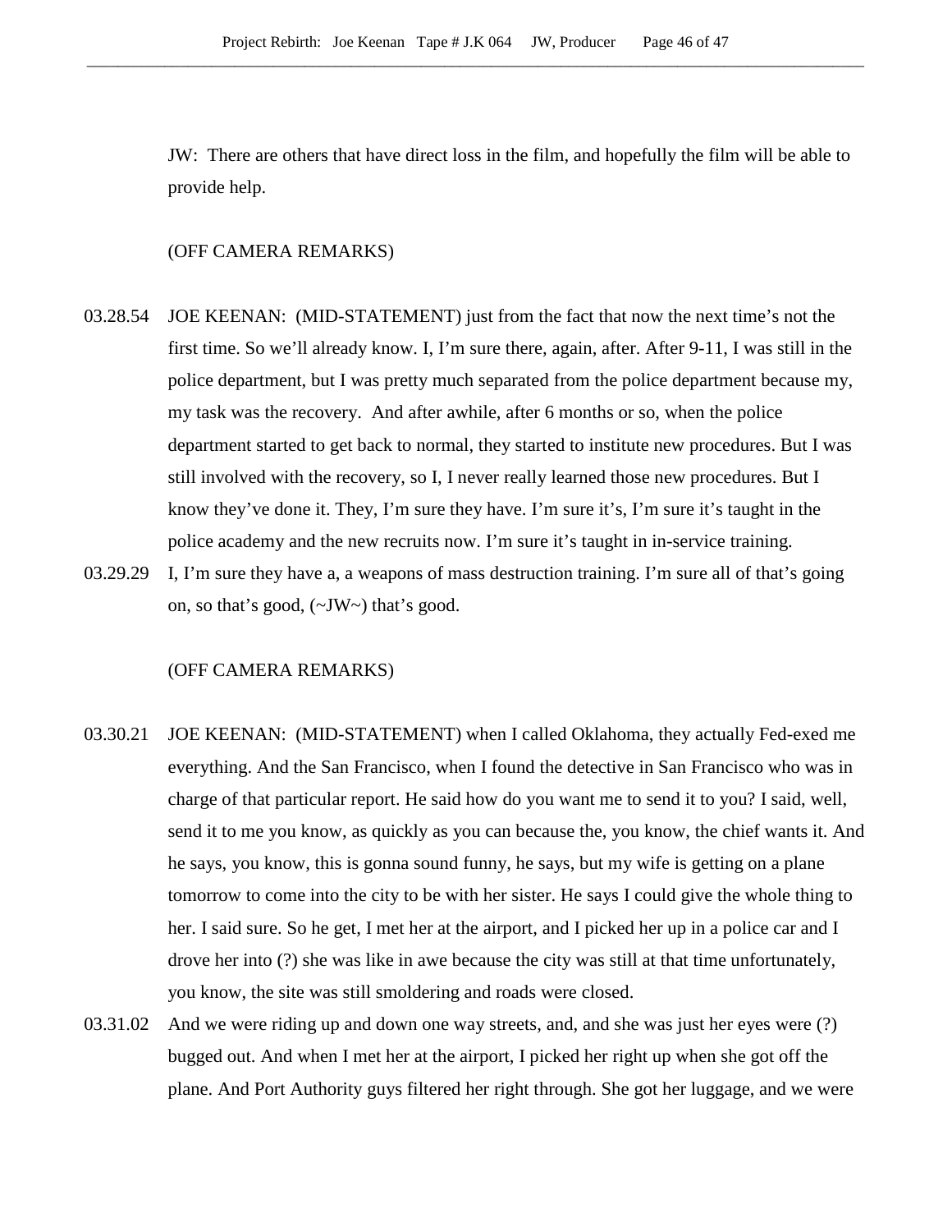JW: There are others that have direct loss in the film, and hopefully the film will be able to provide help.

(OFF CAMERA REMARKS)

03.28.54 JOE KEENAN: (MID-STATEMENT) just from the fact that now the next time's not the first time. So we'll already know. I, I'm sure there, again, after. After 9-11, I was still in the police department, but I was pretty much separated from the police department because my, my task was the recovery. And after awhile, after 6 months or so, when the police department started to get back to normal, they started to institute new procedures. But I was still involved with the recovery, so I, I never really learned those new procedures. But I know they've done it. They, I'm sure they have. I'm sure it's, I'm sure it's taught in the police academy and the new recruits now. I'm sure it's taught in in-service training.

03.29.29 I, I'm sure they have a, a weapons of mass destruction training. I'm sure all of that's going on, so that's good, (~JW~) that's good.

(OFF CAMERA REMARKS)

03.30.21 JOE KEENAN: (MID-STATEMENT) when I called Oklahoma, they actually Fed-exed me everything. And the San Francisco, when I found the detective in San Francisco who was in charge of that particular report. He said how do you want me to send it to you? I said, well, send it to me you know, as quickly as you can because the, you know, the chief wants it. And he says, you know, this is gonna sound funny, he says, but my wife is getting on a plane tomorrow to come into the city to be with her sister. He says I could give the whole thing to her. I said sure. So he get, I met her at the airport, and I picked her up in a police car and I drove her into (?) she was like in awe because the city was still at that time unfortunately, you know, the site was still smoldering and roads were closed.

03.31.02 And we were riding up and down one way streets, and, and she was just her eyes were (?) bugged out. And when I met her at the airport, I picked her right up when she got off the plane. And Port Authority guys filtered her right through. She got her luggage, and we were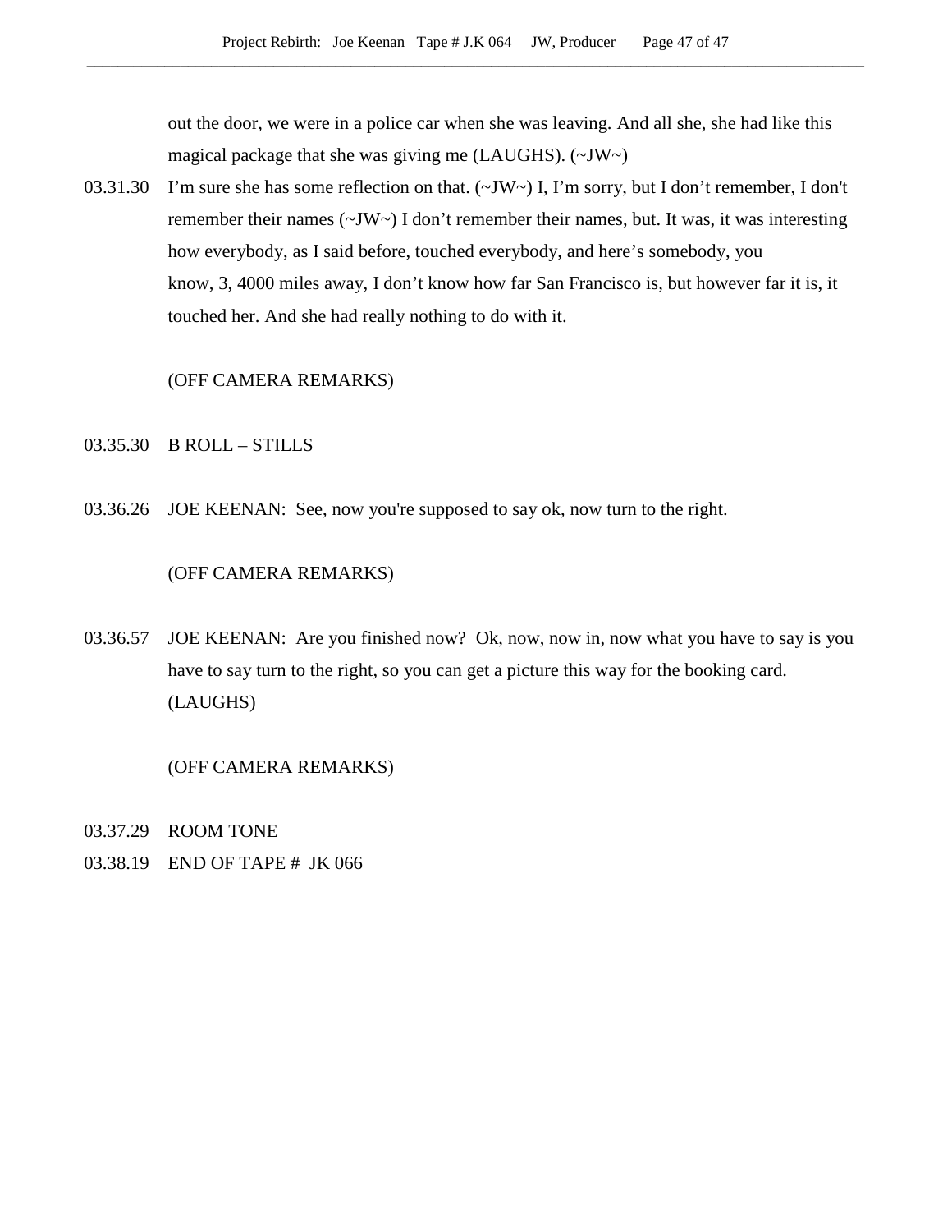out the door, we were in a police car when she was leaving. And all she, she had like this magical package that she was giving me (LAUGHS). (~JW~)

03.31.30 I'm sure she has some reflection on that. (~JW~) I, I'm sorry, but I don't remember, I don't remember their names (~JW~) I don't remember their names, but. It was, it was interesting how everybody, as I said before, touched everybody, and here's somebody, you know, 3, 4000 miles away, I don't know how far San Francisco is, but however far it is, it touched her. And she had really nothing to do with it.

(OFF CAMERA REMARKS)

03.35.30 B ROLL – STILLS

03.36.26 JOE KEENAN: See, now you're supposed to say ok, now turn to the right.

(OFF CAMERA REMARKS)

03.36.57 JOE KEENAN: Are you finished now? Ok, now, now in, now what you have to say is you have to say turn to the right, so you can get a picture this way for the booking card. (LAUGHS)

(OFF CAMERA REMARKS)

03.37.29 ROOM TONE

03.38.19 END OF TAPE # JK 066